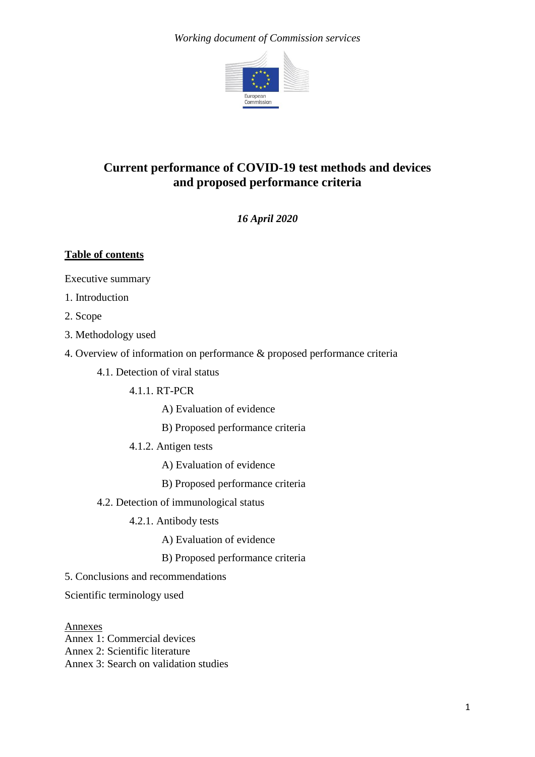*Working document of Commission services*

European Commission

# Current performance of COVID-19 test methods and devices and proposed performance criteria

***16 April 2020***

## Table of contents

Executive summary

1. Introduction

2. Scope

3. Methodology used

4. Overview of information on performance & proposed performance criteria

    4.1. Detection of viral status

        4.1.1. RT-PCR

            A) Evaluation of evidence

            B) Proposed performance criteria

        4.1.2. Antigen tests

            A) Evaluation of evidence

            B) Proposed performance criteria

    4.2. Detection of immunological status

        4.2.1. Antibody tests

            A) Evaluation of evidence

            B) Proposed performance criteria

5. Conclusions and recommendations

Scientific terminology used

Annexes
Annex 1: Commercial devices
Annex 2: Scientific literature
Annex 3: Search on validation studies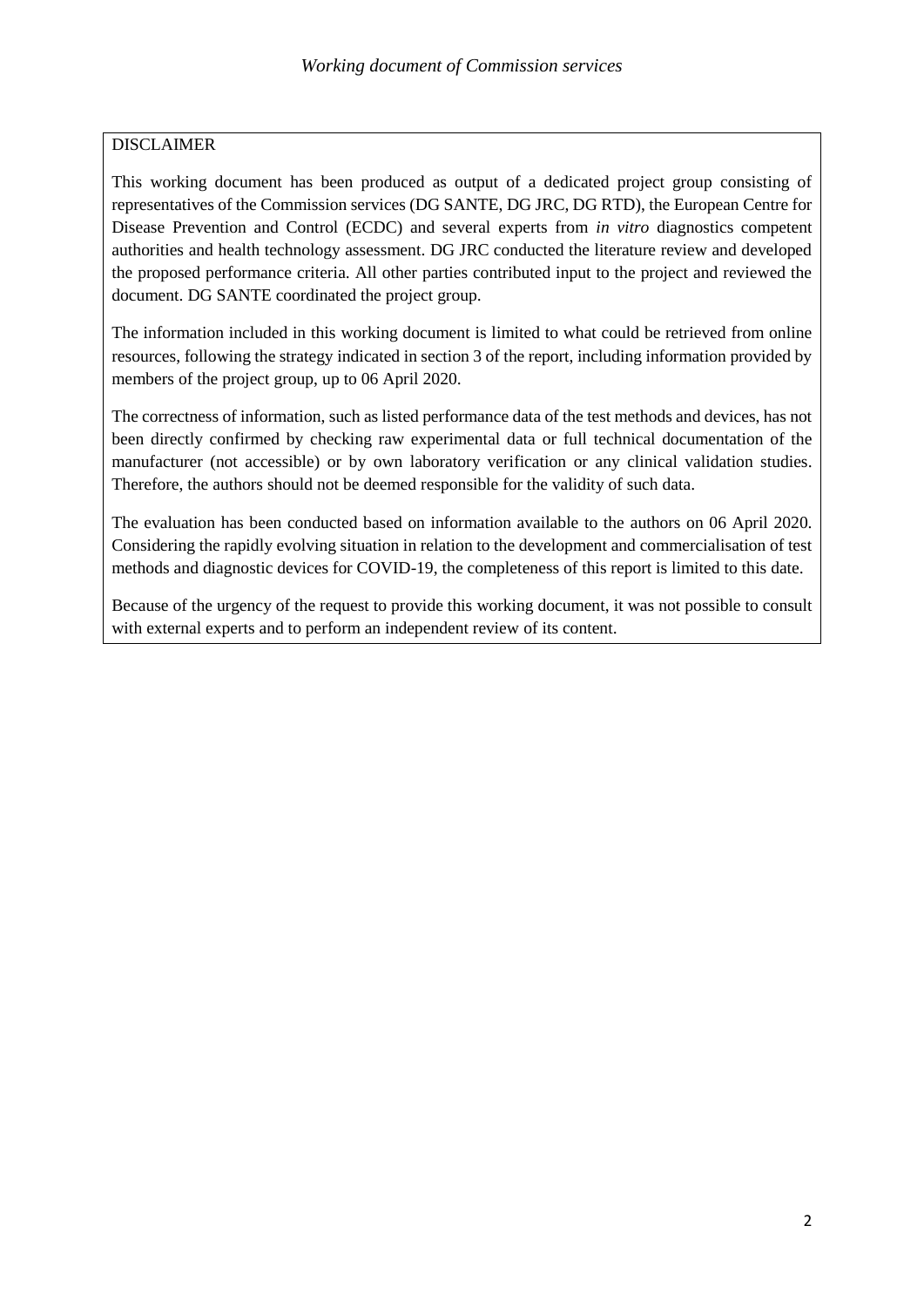DISCLAIMER

This working document has been produced as output of a dedicated project group consisting of representatives of the Commission services (DG SANTE, DG JRC, DG RTD), the European Centre for Disease Prevention and Control (ECDC) and several experts from *in vitro* diagnostics competent authorities and health technology assessment. DG JRC conducted the literature review and developed the proposed performance criteria. All other parties contributed input to the project and reviewed the document. DG SANTE coordinated the project group.

The information included in this working document is limited to what could be retrieved from online resources, following the strategy indicated in section 3 of the report, including information provided by members of the project group, up to 06 April 2020.

The correctness of information, such as listed performance data of the test methods and devices, has not been directly confirmed by checking raw experimental data or full technical documentation of the manufacturer (not accessible) or by own laboratory verification or any clinical validation studies. Therefore, the authors should not be deemed responsible for the validity of such data.

The evaluation has been conducted based on information available to the authors on 06 April 2020. Considering the rapidly evolving situation in relation to the development and commercialisation of test methods and diagnostic devices for COVID-19, the completeness of this report is limited to this date.

Because of the urgency of the request to provide this working document, it was not possible to consult with external experts and to perform an independent review of its content.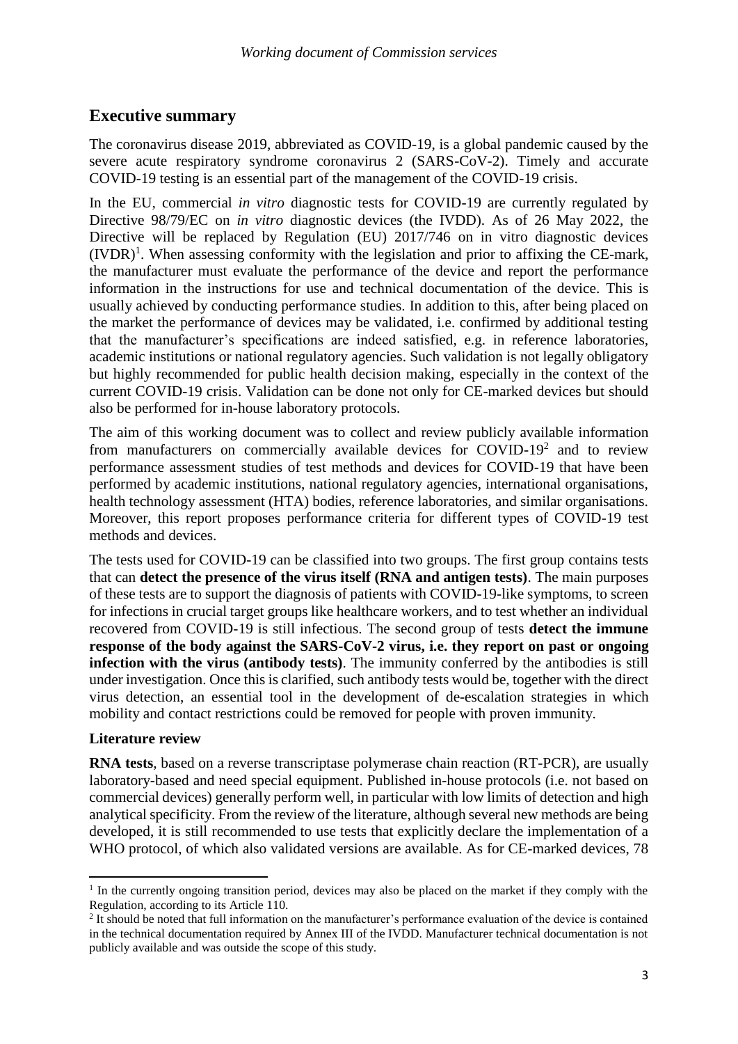## Executive summary

The coronavirus disease 2019, abbreviated as COVID-19, is a global pandemic caused by the severe acute respiratory syndrome coronavirus 2 (SARS-CoV-2). Timely and accurate COVID-19 testing is an essential part of the management of the COVID-19 crisis.

In the EU, commercial *in vitro* diagnostic tests for COVID-19 are currently regulated by Directive 98/79/EC on *in vitro* diagnostic devices (the IVDD). As of 26 May 2022, the Directive will be replaced by Regulation (EU) 2017/746 on in vitro diagnostic devices (IVDR)[1]. When assessing conformity with the legislation and prior to affixing the CE-mark, the manufacturer must evaluate the performance of the device and report the performance information in the instructions for use and technical documentation of the device. This is usually achieved by conducting performance studies. In addition to this, after being placed on the market the performance of devices may be validated, i.e. confirmed by additional testing that the manufacturer's specifications are indeed satisfied, e.g. in reference laboratories, academic institutions or national regulatory agencies. Such validation is not legally obligatory but highly recommended for public health decision making, especially in the context of the current COVID-19 crisis. Validation can be done not only for CE-marked devices but should also be performed for in-house laboratory protocols.

The aim of this working document was to collect and review publicly available information from manufacturers on commercially available devices for COVID-19[2] and to review performance assessment studies of test methods and devices for COVID-19 that have been performed by academic institutions, national regulatory agencies, international organisations, health technology assessment (HTA) bodies, reference laboratories, and similar organisations. Moreover, this report proposes performance criteria for different types of COVID-19 test methods and devices.

The tests used for COVID-19 can be classified into two groups. The first group contains tests that can **detect the presence of the virus itself (RNA and antigen tests)**. The main purposes of these tests are to support the diagnosis of patients with COVID-19-like symptoms, to screen for infections in crucial target groups like healthcare workers, and to test whether an individual recovered from COVID-19 is still infectious. The second group of tests **detect the immune response of the body against the SARS-CoV-2 virus, i.e. they report on past or ongoing infection with the virus (antibody tests)**. The immunity conferred by the antibodies is still under investigation. Once this is clarified, such antibody tests would be, together with the direct virus detection, an essential tool in the development of de-escalation strategies in which mobility and contact restrictions could be removed for people with proven immunity.

### Literature review

**RNA tests**, based on a reverse transcriptase polymerase chain reaction (RT-PCR), are usually laboratory-based and need special equipment. Published in-house protocols (i.e. not based on commercial devices) generally perform well, in particular with low limits of detection and high analytical specificity. From the review of the literature, although several new methods are being developed, it is still recommended to use tests that explicitly declare the implementation of a WHO protocol, of which also validated versions are available. As for CE-marked devices, 78

---

[1] In the currently ongoing transition period, devices may also be placed on the market if they comply with the Regulation, according to its Article 110.

[2] It should be noted that full information on the manufacturer's performance evaluation of the device is contained in the technical documentation required by Annex III of the IVDD. Manufacturer technical documentation is not publicly available and was outside the scope of this study.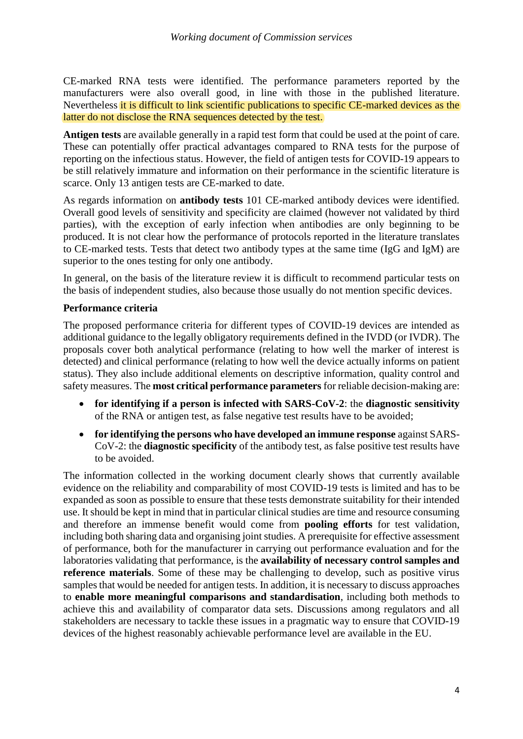CE-marked RNA tests were identified. The performance parameters reported by the manufacturers were also overall good, in line with those in the published literature. Nevertheless it is difficult to link scientific publications to specific CE-marked devices as the latter do not disclose the RNA sequences detected by the test.

**Antigen tests** are available generally in a rapid test form that could be used at the point of care. These can potentially offer practical advantages compared to RNA tests for the purpose of reporting on the infectious status. However, the field of antigen tests for COVID-19 appears to be still relatively immature and information on their performance in the scientific literature is scarce. Only 13 antigen tests are CE-marked to date.

As regards information on **antibody tests** 101 CE-marked antibody devices were identified. Overall good levels of sensitivity and specificity are claimed (however not validated by third parties), with the exception of early infection when antibodies are only beginning to be produced. It is not clear how the performance of protocols reported in the literature translates to CE-marked tests. Tests that detect two antibody types at the same time (IgG and IgM) are superior to the ones testing for only one antibody.

In general, on the basis of the literature review it is difficult to recommend particular tests on the basis of independent studies, also because those usually do not mention specific devices.

**Performance criteria**

The proposed performance criteria for different types of COVID-19 devices are intended as additional guidance to the legally obligatory requirements defined in the IVDD (or IVDR). The proposals cover both analytical performance (relating to how well the marker of interest is detected) and clinical performance (relating to how well the device actually informs on patient status). They also include additional elements on descriptive information, quality control and safety measures. The **most critical performance parameters** for reliable decision-making are:

- **for identifying if a person is infected with SARS-CoV-2**: the **diagnostic sensitivity** of the RNA or antigen test, as false negative test results have to be avoided;
- **for identifying the persons who have developed an immune response** against SARS-CoV-2: the **diagnostic specificity** of the antibody test, as false positive test results have to be avoided.

The information collected in the working document clearly shows that currently available evidence on the reliability and comparability of most COVID-19 tests is limited and has to be expanded as soon as possible to ensure that these tests demonstrate suitability for their intended use. It should be kept in mind that in particular clinical studies are time and resource consuming and therefore an immense benefit would come from **pooling efforts** for test validation, including both sharing data and organising joint studies. A prerequisite for effective assessment of performance, both for the manufacturer in carrying out performance evaluation and for the laboratories validating that performance, is the **availability of necessary control samples and reference materials**. Some of these may be challenging to develop, such as positive virus samples that would be needed for antigen tests. In addition, it is necessary to discuss approaches to **enable more meaningful comparisons and standardisation**, including both methods to achieve this and availability of comparator data sets. Discussions among regulators and all stakeholders are necessary to tackle these issues in a pragmatic way to ensure that COVID-19 devices of the highest reasonably achievable performance level are available in the EU.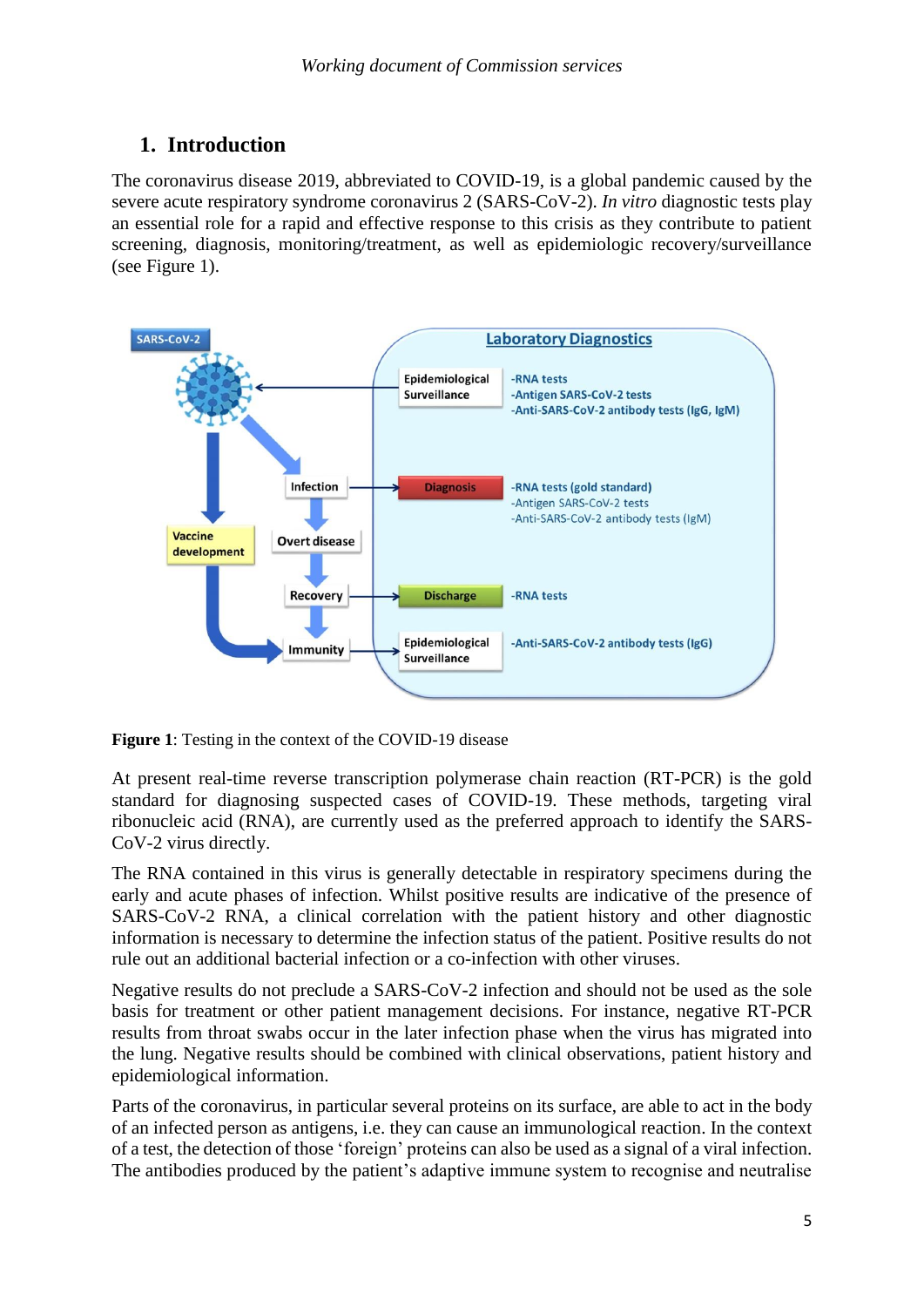## 1. Introduction

The coronavirus disease 2019, abbreviated to COVID-19, is a global pandemic caused by the severe acute respiratory syndrome coronavirus 2 (SARS-CoV-2). *In vitro* diagnostic tests play an essential role for a rapid and effective response to this crisis as they contribute to patient screening, diagnosis, monitoring/treatment, as well as epidemiologic recovery/surveillance (see Figure 1).

**Figure 1**: Testing in the context of the COVID-19 disease

At present real-time reverse transcription polymerase chain reaction (RT-PCR) is the gold standard for diagnosing suspected cases of COVID-19. These methods, targeting viral ribonucleic acid (RNA), are currently used as the preferred approach to identify the SARS-CoV-2 virus directly.

The RNA contained in this virus is generally detectable in respiratory specimens during the early and acute phases of infection. Whilst positive results are indicative of the presence of SARS-CoV-2 RNA, a clinical correlation with the patient history and other diagnostic information is necessary to determine the infection status of the patient. Positive results do not rule out an additional bacterial infection or a co-infection with other viruses.

Negative results do not preclude a SARS-CoV-2 infection and should not be used as the sole basis for treatment or other patient management decisions. For instance, negative RT-PCR results from throat swabs occur in the later infection phase when the virus has migrated into the lung. Negative results should be combined with clinical observations, patient history and epidemiological information.

Parts of the coronavirus, in particular several proteins on its surface, are able to act in the body of an infected person as antigens, i.e. they can cause an immunological reaction. In the context of a test, the detection of those 'foreign' proteins can also be used as a signal of a viral infection. The antibodies produced by the patient's adaptive immune system to recognise and neutralise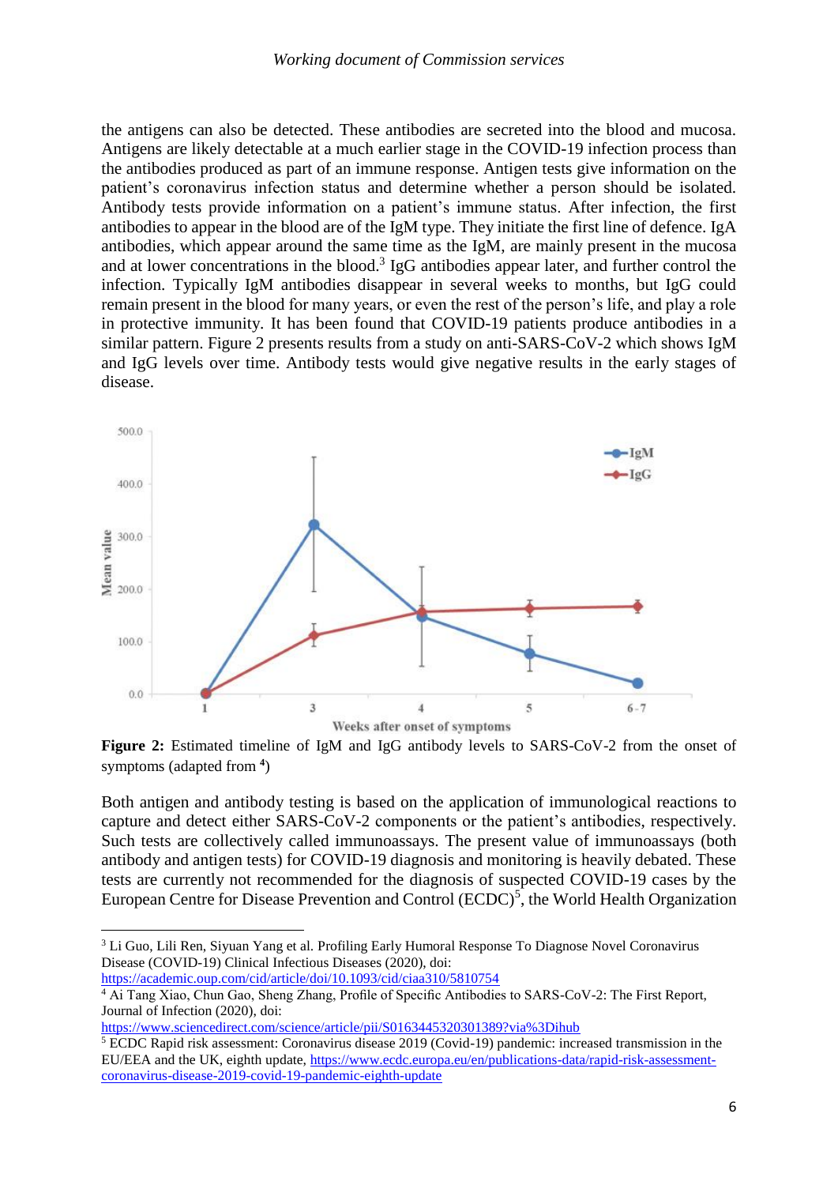the antigens can also be detected. These antibodies are secreted into the blood and mucosa. Antigens are likely detectable at a much earlier stage in the COVID-19 infection process than the antibodies produced as part of an immune response. Antigen tests give information on the patient's coronavirus infection status and determine whether a person should be isolated. Antibody tests provide information on a patient's immune status. After infection, the first antibodies to appear in the blood are of the IgM type. They initiate the first line of defence. IgA antibodies, which appear around the same time as the IgM, are mainly present in the mucosa and at lower concentrations in the blood.[3] IgG antibodies appear later, and further control the infection. Typically IgM antibodies disappear in several weeks to months, but IgG could remain present in the blood for many years, or even the rest of the person's life, and play a role in protective immunity. It has been found that COVID-19 patients produce antibodies in a similar pattern. Figure 2 presents results from a study on anti-SARS-CoV-2 which shows IgM and IgG levels over time. Antibody tests would give negative results in the early stages of disease.

**Figure 2:** Estimated timeline of IgM and IgG antibody levels to SARS-CoV-2 from the onset of symptoms (adapted from [4])

Both antigen and antibody testing is based on the application of immunological reactions to capture and detect either SARS-CoV-2 components or the patient's antibodies, respectively. Such tests are collectively called immunoassays. The present value of immunoassays (both antibody and antigen tests) for COVID-19 diagnosis and monitoring is heavily debated. These tests are currently not recommended for the diagnosis of suspected COVID-19 cases by the European Centre for Disease Prevention and Control (ECDC)[5], the World Health Organization

---

[3] Li Guo, Lili Ren, Siyuan Yang et al. Profiling Early Humoral Response To Diagnose Novel Coronavirus Disease (COVID-19) Clinical Infectious Diseases (2020), doi: https://academic.oup.com/cid/article/doi/10.1093/cid/ciaa310/5810754

[4] Ai Tang Xiao, Chun Gao, Sheng Zhang, Profile of Specific Antibodies to SARS-CoV-2: The First Report, Journal of Infection (2020), doi: https://www.sciencedirect.com/science/article/pii/S0163445320301389?via%3Dihub

[5] ECDC Rapid risk assessment: Coronavirus disease 2019 (Covid-19) pandemic: increased transmission in the EU/EEA and the UK, eighth update, https://www.ecdc.europa.eu/en/publications-data/rapid-risk-assessment-coronavirus-disease-2019-covid-19-pandemic-eighth-update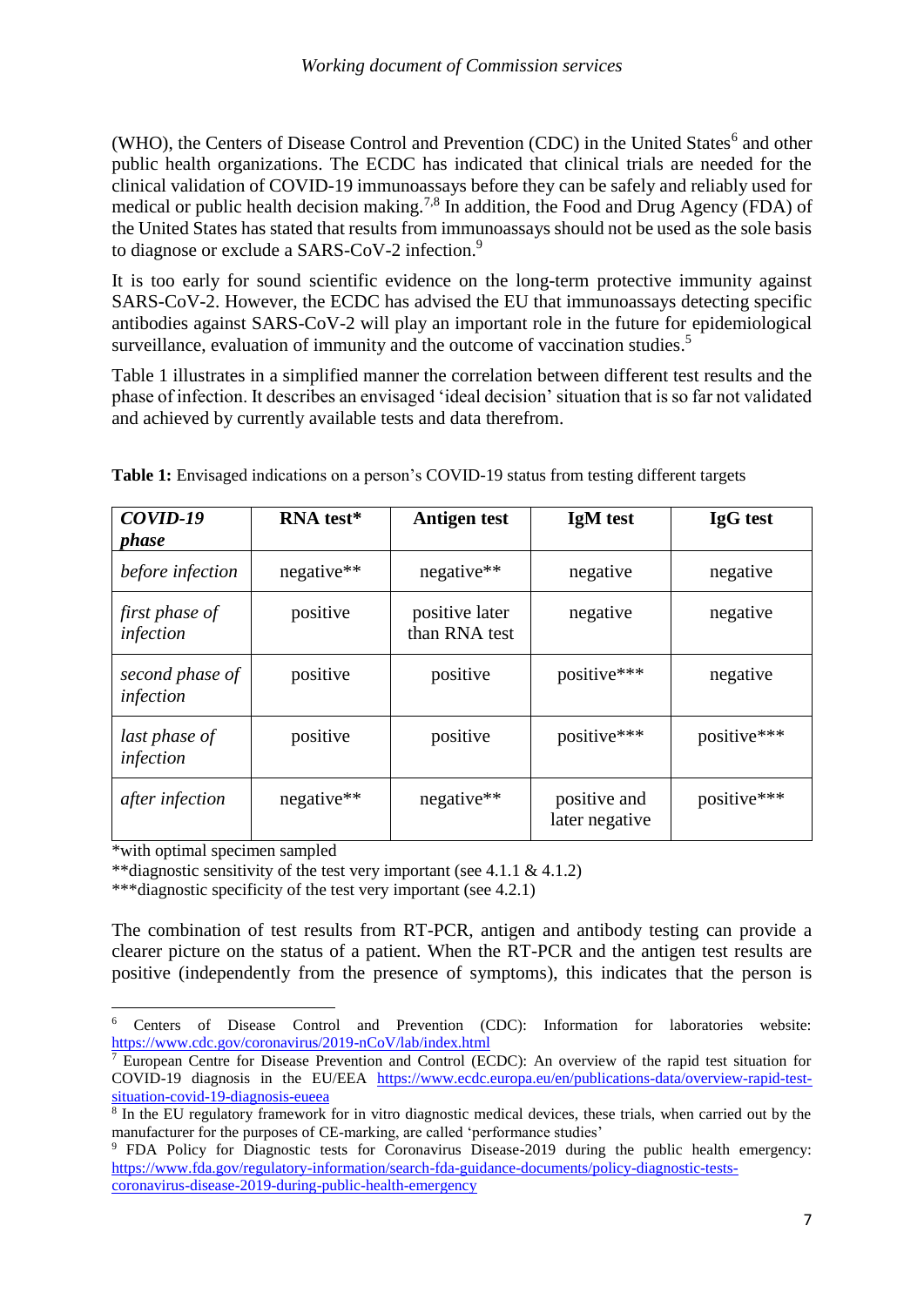(WHO), the Centers of Disease Control and Prevention (CDC) in the United States[6] and other public health organizations. The ECDC has indicated that clinical trials are needed for the clinical validation of COVID-19 immunoassays before they can be safely and reliably used for medical or public health decision making.[7,8] In addition, the Food and Drug Agency (FDA) of the United States has stated that results from immunoassays should not be used as the sole basis to diagnose or exclude a SARS-CoV-2 infection.[9]

It is too early for sound scientific evidence on the long-term protective immunity against SARS-CoV-2. However, the ECDC has advised the EU that immunoassays detecting specific antibodies against SARS-CoV-2 will play an important role in the future for epidemiological surveillance, evaluation of immunity and the outcome of vaccination studies.[5]

Table 1 illustrates in a simplified manner the correlation between different test results and the phase of infection. It describes an envisaged 'ideal decision' situation that is so far not validated and achieved by currently available tests and data therefrom.

**Table 1:** Envisaged indications on a person's COVID-19 status from testing different targets

| ***COVID-19 phase*** | **RNA test*** | **Antigen test** | **IgM test** | **IgG test** |
|---|---|---|---|---|
| *before infection* | negative** | negative** | negative | negative |
| *first phase of infection* | positive | positive later than RNA test | negative | negative |
| *second phase of infection* | positive | positive | positive*** | negative |
| *last phase of infection* | positive | positive | positive*** | positive*** |
| *after infection* | negative** | negative** | positive and later negative | positive*** |

*with optimal specimen sampled

**diagnostic sensitivity of the test very important (see 4.1.1 & 4.1.2)

***diagnostic specificity of the test very important (see 4.2.1)

The combination of test results from RT-PCR, antigen and antibody testing can provide a clearer picture on the status of a patient. When the RT-PCR and the antigen test results are positive (independently from the presence of symptoms), this indicates that the person is

---

[6] Centers of Disease Control and Prevention (CDC): Information for laboratories website: https://www.cdc.gov/coronavirus/2019-nCoV/lab/index.html

[7] European Centre for Disease Prevention and Control (ECDC): An overview of the rapid test situation for COVID-19 diagnosis in the EU/EEA https://www.ecdc.europa.eu/en/publications-data/overview-rapid-test-situation-covid-19-diagnosis-eueea

[8] In the EU regulatory framework for in vitro diagnostic medical devices, these trials, when carried out by the manufacturer for the purposes of CE-marking, are called 'performance studies'

[9] FDA Policy for Diagnostic tests for Coronavirus Disease-2019 during the public health emergency: https://www.fda.gov/regulatory-information/search-fda-guidance-documents/policy-diagnostic-tests-coronavirus-disease-2019-during-public-health-emergency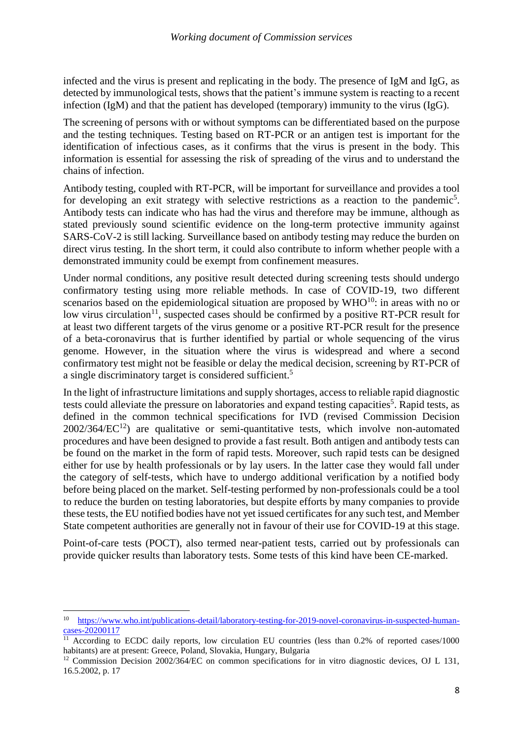infected and the virus is present and replicating in the body. The presence of IgM and IgG, as detected by immunological tests, shows that the patient's immune system is reacting to a recent infection (IgM) and that the patient has developed (temporary) immunity to the virus (IgG).

The screening of persons with or without symptoms can be differentiated based on the purpose and the testing techniques. Testing based on RT-PCR or an antigen test is important for the identification of infectious cases, as it confirms that the virus is present in the body. This information is essential for assessing the risk of spreading of the virus and to understand the chains of infection.

Antibody testing, coupled with RT-PCR, will be important for surveillance and provides a tool for developing an exit strategy with selective restrictions as a reaction to the pandemic[5]. Antibody tests can indicate who has had the virus and therefore may be immune, although as stated previously sound scientific evidence on the long-term protective immunity against SARS-CoV-2 is still lacking. Surveillance based on antibody testing may reduce the burden on direct virus testing. In the short term, it could also contribute to inform whether people with a demonstrated immunity could be exempt from confinement measures.

Under normal conditions, any positive result detected during screening tests should undergo confirmatory testing using more reliable methods. In case of COVID-19, two different scenarios based on the epidemiological situation are proposed by WHO[10]: in areas with no or low virus circulation[11], suspected cases should be confirmed by a positive RT-PCR result for at least two different targets of the virus genome or a positive RT-PCR result for the presence of a beta-coronavirus that is further identified by partial or whole sequencing of the virus genome. However, in the situation where the virus is widespread and where a second confirmatory test might not be feasible or delay the medical decision, screening by RT-PCR of a single discriminatory target is considered sufficient.[5]

In the light of infrastructure limitations and supply shortages, access to reliable rapid diagnostic tests could alleviate the pressure on laboratories and expand testing capacities[5]. Rapid tests, as defined in the common technical specifications for IVD (revised Commission Decision 2002/364/EC[12]) are qualitative or semi-quantitative tests, which involve non-automated procedures and have been designed to provide a fast result. Both antigen and antibody tests can be found on the market in the form of rapid tests. Moreover, such rapid tests can be designed either for use by health professionals or by lay users. In the latter case they would fall under the category of self-tests, which have to undergo additional verification by a notified body before being placed on the market. Self-testing performed by non-professionals could be a tool to reduce the burden on testing laboratories, but despite efforts by many companies to provide these tests, the EU notified bodies have not yet issued certificates for any such test, and Member State competent authorities are generally not in favour of their use for COVID-19 at this stage.

Point-of-care tests (POCT), also termed near-patient tests, carried out by professionals can provide quicker results than laboratory tests. Some tests of this kind have been CE-marked.

---

[10] https://www.who.int/publications-detail/laboratory-testing-for-2019-novel-coronavirus-in-suspected-human-cases-20200117

[11] According to ECDC daily reports, low circulation EU countries (less than 0.2% of reported cases/1000 habitants) are at present: Greece, Poland, Slovakia, Hungary, Bulgaria

[12] Commission Decision 2002/364/EC on common specifications for in vitro diagnostic devices, OJ L 131, 16.5.2002, p. 17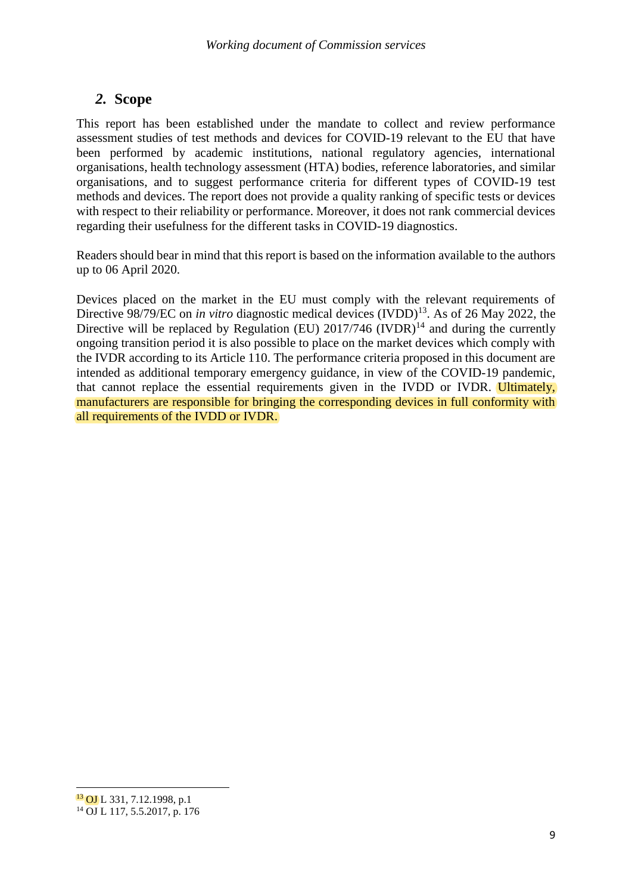## 2. Scope

This report has been established under the mandate to collect and review performance assessment studies of test methods and devices for COVID-19 relevant to the EU that have been performed by academic institutions, national regulatory agencies, international organisations, health technology assessment (HTA) bodies, reference laboratories, and similar organisations, and to suggest performance criteria for different types of COVID-19 test methods and devices. The report does not provide a quality ranking of specific tests or devices with respect to their reliability or performance. Moreover, it does not rank commercial devices regarding their usefulness for the different tasks in COVID-19 diagnostics.

Readers should bear in mind that this report is based on the information available to the authors up to 06 April 2020.

Devices placed on the market in the EU must comply with the relevant requirements of Directive 98/79/EC on *in vitro* diagnostic medical devices (IVDD)[13]. As of 26 May 2022, the Directive will be replaced by Regulation (EU) 2017/746 (IVDR)[14] and during the currently ongoing transition period it is also possible to place on the market devices which comply with the IVDR according to its Article 110. The performance criteria proposed in this document are intended as additional temporary emergency guidance, in view of the COVID-19 pandemic, that cannot replace the essential requirements given in the IVDD or IVDR. Ultimately, manufacturers are responsible for bringing the corresponding devices in full conformity with all requirements of the IVDD or IVDR.

[13] OJ L 331, 7.12.1998, p.1

[14] OJ L 117, 5.5.2017, p. 176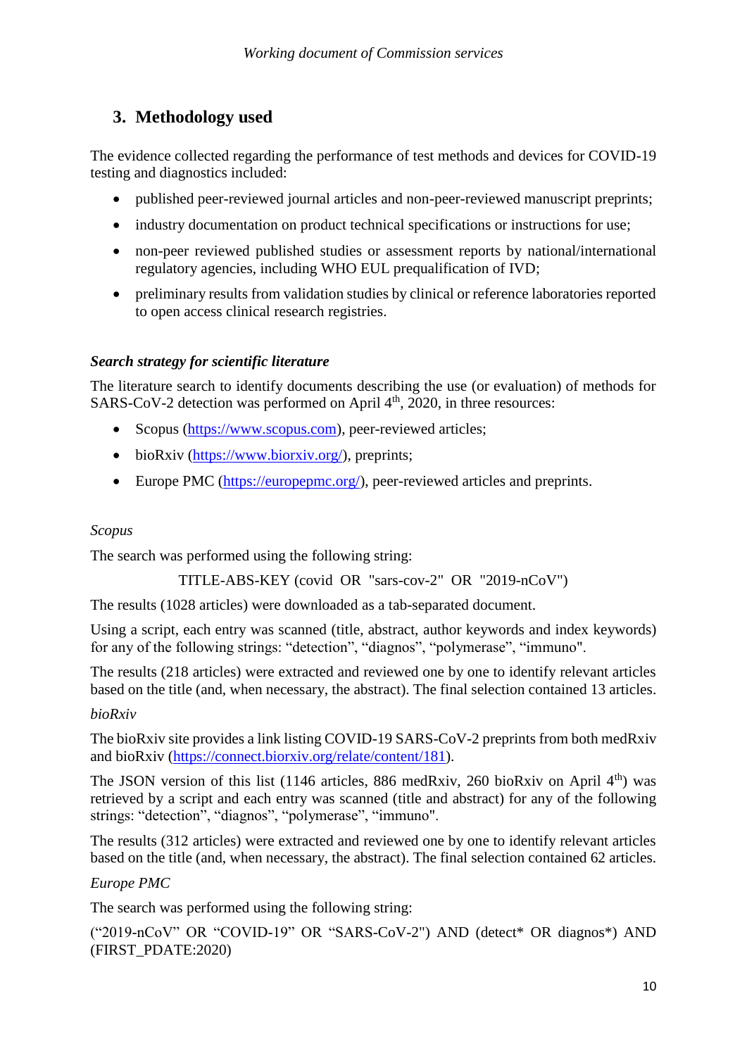## 3. Methodology used

The evidence collected regarding the performance of test methods and devices for COVID-19 testing and diagnostics included:

- published peer-reviewed journal articles and non-peer-reviewed manuscript preprints;
- industry documentation on product technical specifications or instructions for use;
- non-peer reviewed published studies or assessment reports by national/international regulatory agencies, including WHO EUL prequalification of IVD;
- preliminary results from validation studies by clinical or reference laboratories reported to open access clinical research registries.

***Search strategy for scientific literature***

The literature search to identify documents describing the use (or evaluation) of methods for SARS-CoV-2 detection was performed on April 4th, 2020, in three resources:

- Scopus (https://www.scopus.com), peer-reviewed articles;
- bioRxiv (https://www.biorxiv.org/), preprints;
- Europe PMC (https://europepmc.org/), peer-reviewed articles and preprints.

*Scopus*

The search was performed using the following string:

TITLE-ABS-KEY (covid OR "sars-cov-2" OR "2019-nCoV")

The results (1028 articles) were downloaded as a tab-separated document.

Using a script, each entry was scanned (title, abstract, author keywords and index keywords) for any of the following strings: “detection”, “diagnos”, “polymerase”, “immuno".

The results (218 articles) were extracted and reviewed one by one to identify relevant articles based on the title (and, when necessary, the abstract). The final selection contained 13 articles.

*bioRxiv*

The bioRxiv site provides a link listing COVID-19 SARS-CoV-2 preprints from both medRxiv and bioRxiv (https://connect.biorxiv.org/relate/content/181).

The JSON version of this list (1146 articles, 886 medRxiv, 260 bioRxiv on April 4th) was retrieved by a script and each entry was scanned (title and abstract) for any of the following strings: “detection”, “diagnos”, “polymerase”, “immuno".

The results (312 articles) were extracted and reviewed one by one to identify relevant articles based on the title (and, when necessary, the abstract). The final selection contained 62 articles.

*Europe PMC*

The search was performed using the following string:

(“2019-nCoV” OR “COVID-19” OR “SARS-CoV-2") AND (detect* OR diagnos*) AND (FIRST_PDATE:2020)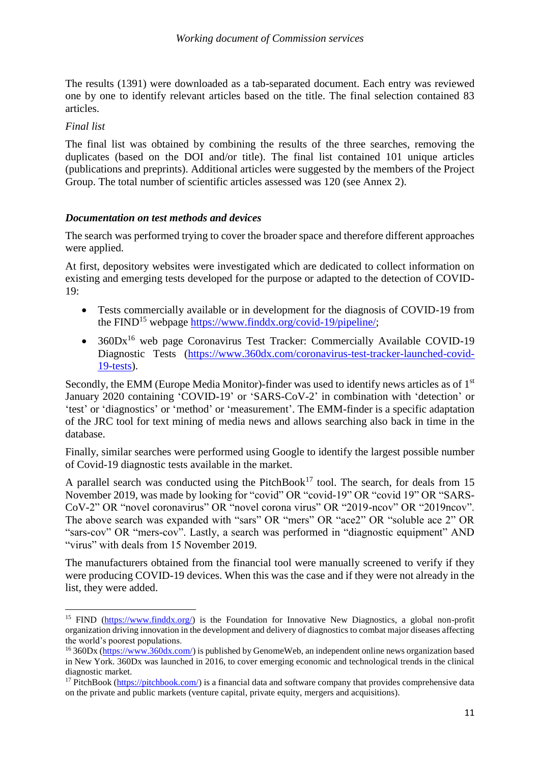The results (1391) were downloaded as a tab-separated document. Each entry was reviewed one by one to identify relevant articles based on the title. The final selection contained 83 articles.

*Final list*

The final list was obtained by combining the results of the three searches, removing the duplicates (based on the DOI and/or title). The final list contained 101 unique articles (publications and preprints). Additional articles were suggested by the members of the Project Group. The total number of scientific articles assessed was 120 (see Annex 2).

***Documentation on test methods and devices***

The search was performed trying to cover the broader space and therefore different approaches were applied.

At first, depository websites were investigated which are dedicated to collect information on existing and emerging tests developed for the purpose or adapted to the detection of COVID-19:

- Tests commercially available or in development for the diagnosis of COVID-19 from the FIND[15] webpage https://www.finddx.org/covid-19/pipeline/;
- 360Dx[16] web page Coronavirus Test Tracker: Commercially Available COVID-19 Diagnostic Tests (https://www.360dx.com/coronavirus-test-tracker-launched-covid-19-tests).

Secondly, the EMM (Europe Media Monitor)-finder was used to identify news articles as of 1[st] January 2020 containing 'COVID-19' or 'SARS-CoV-2' in combination with 'detection' or 'test' or 'diagnostics' or 'method' or 'measurement'. The EMM-finder is a specific adaptation of the JRC tool for text mining of media news and allows searching also back in time in the database.

Finally, similar searches were performed using Google to identify the largest possible number of Covid-19 diagnostic tests available in the market.

A parallel search was conducted using the PitchBook[17] tool. The search, for deals from 15 November 2019, was made by looking for "covid" OR "covid-19" OR "covid 19" OR "SARS-CoV-2" OR "novel coronavirus" OR "novel corona virus" OR "2019-ncov" OR "2019ncov". The above search was expanded with "sars" OR "mers" OR "ace2" OR "soluble ace 2" OR "sars-cov" OR "mers-cov". Lastly, a search was performed in "diagnostic equipment" AND "virus" with deals from 15 November 2019.

The manufacturers obtained from the financial tool were manually screened to verify if they were producing COVID-19 devices. When this was the case and if they were not already in the list, they were added.

---

[15] FIND (https://www.finddx.org/) is the Foundation for Innovative New Diagnostics, a global non-profit organization driving innovation in the development and delivery of diagnostics to combat major diseases affecting the world's poorest populations.

[16] 360Dx (https://www.360dx.com/) is published by GenomeWeb, an independent online news organization based in New York. 360Dx was launched in 2016, to cover emerging economic and technological trends in the clinical diagnostic market.

[17] PitchBook (https://pitchbook.com/) is a financial data and software company that provides comprehensive data on the private and public markets (venture capital, private equity, mergers and acquisitions).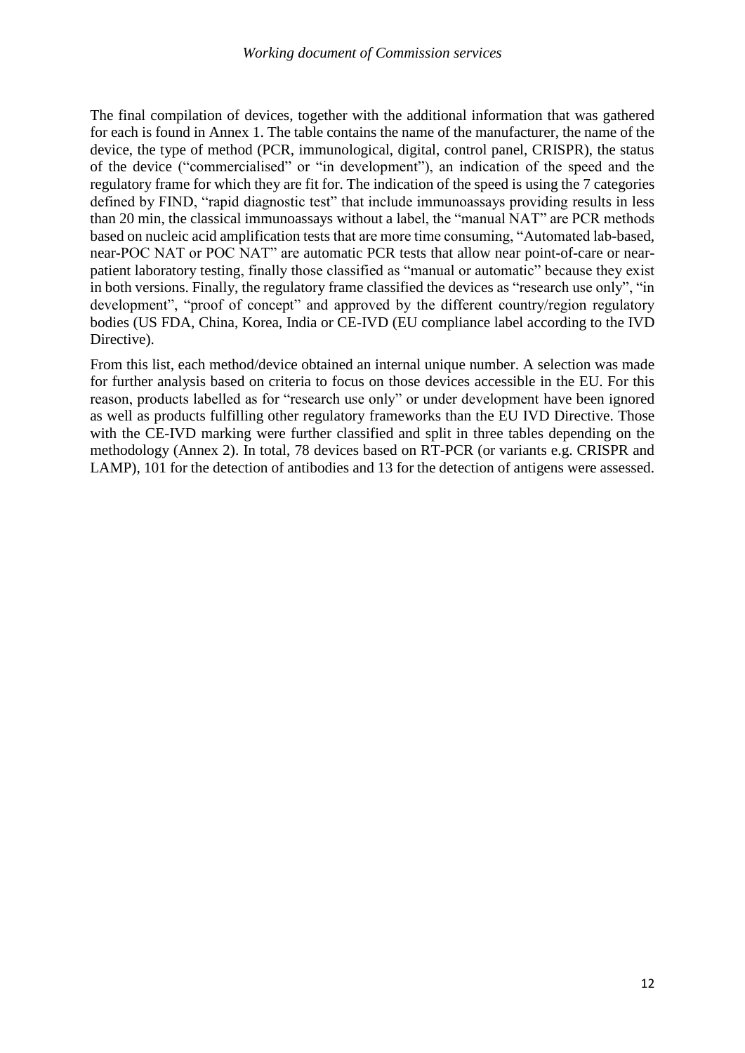The final compilation of devices, together with the additional information that was gathered for each is found in Annex 1. The table contains the name of the manufacturer, the name of the device, the type of method (PCR, immunological, digital, control panel, CRISPR), the status of the device ("commercialised" or "in development"), an indication of the speed and the regulatory frame for which they are fit for. The indication of the speed is using the 7 categories defined by FIND, "rapid diagnostic test" that include immunoassays providing results in less than 20 min, the classical immunoassays without a label, the "manual NAT" are PCR methods based on nucleic acid amplification tests that are more time consuming, "Automated lab-based, near-POC NAT or POC NAT" are automatic PCR tests that allow near point-of-care or near-patient laboratory testing, finally those classified as "manual or automatic" because they exist in both versions. Finally, the regulatory frame classified the devices as "research use only", "in development", "proof of concept" and approved by the different country/region regulatory bodies (US FDA, China, Korea, India or CE-IVD (EU compliance label according to the IVD Directive).

From this list, each method/device obtained an internal unique number. A selection was made for further analysis based on criteria to focus on those devices accessible in the EU. For this reason, products labelled as for "research use only" or under development have been ignored as well as products fulfilling other regulatory frameworks than the EU IVD Directive. Those with the CE-IVD marking were further classified and split in three tables depending on the methodology (Annex 2). In total, 78 devices based on RT-PCR (or variants e.g. CRISPR and LAMP), 101 for the detection of antibodies and 13 for the detection of antigens were assessed.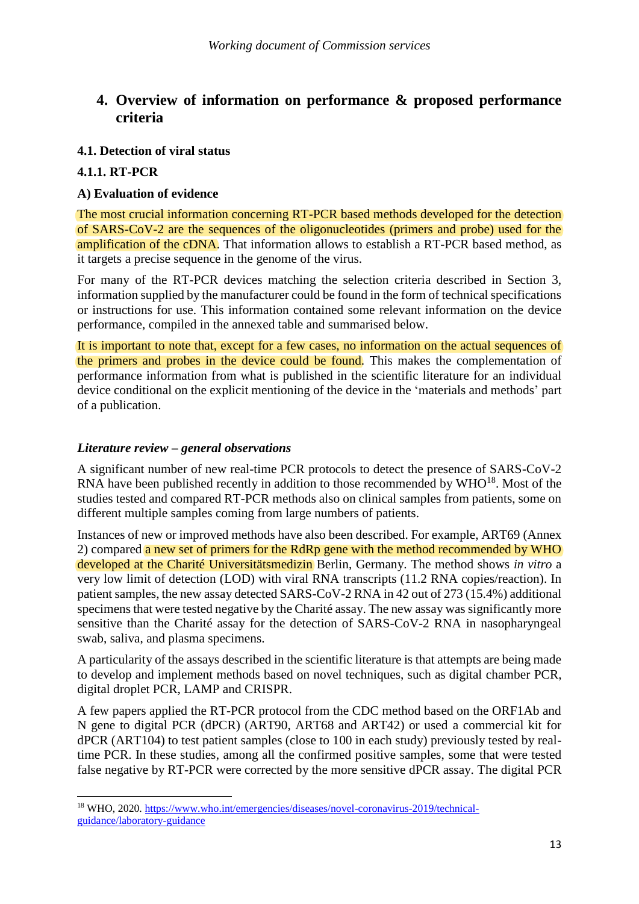## 4. Overview of information on performance & proposed performance criteria

### 4.1. Detection of viral status

#### 4.1.1. RT-PCR

**A) Evaluation of evidence**

The most crucial information concerning RT-PCR based methods developed for the detection of SARS-CoV-2 are the sequences of the oligonucleotides (primers and probe) used for the amplification of the cDNA. That information allows to establish a RT-PCR based method, as it targets a precise sequence in the genome of the virus.

For many of the RT-PCR devices matching the selection criteria described in Section 3, information supplied by the manufacturer could be found in the form of technical specifications or instructions for use. This information contained some relevant information on the device performance, compiled in the annexed table and summarised below.

It is important to note that, except for a few cases, no information on the actual sequences of the primers and probes in the device could be found. This makes the complementation of performance information from what is published in the scientific literature for an individual device conditional on the explicit mentioning of the device in the 'materials and methods' part of a publication.

***Literature review – general observations***

A significant number of new real-time PCR protocols to detect the presence of SARS-CoV-2 RNA have been published recently in addition to those recommended by WHO[18]. Most of the studies tested and compared RT-PCR methods also on clinical samples from patients, some on different multiple samples coming from large numbers of patients.

Instances of new or improved methods have also been described. For example, ART69 (Annex 2) compared a new set of primers for the RdRp gene with the method recommended by WHO developed at the Charité Universitätsmedizin Berlin, Germany. The method shows *in vitro* a very low limit of detection (LOD) with viral RNA transcripts (11.2 RNA copies/reaction). In patient samples, the new assay detected SARS-CoV-2 RNA in 42 out of 273 (15.4%) additional specimens that were tested negative by the Charité assay. The new assay was significantly more sensitive than the Charité assay for the detection of SARS-CoV-2 RNA in nasopharyngeal swab, saliva, and plasma specimens.

A particularity of the assays described in the scientific literature is that attempts are being made to develop and implement methods based on novel techniques, such as digital chamber PCR, digital droplet PCR, LAMP and CRISPR.

A few papers applied the RT-PCR protocol from the CDC method based on the ORF1Ab and N gene to digital PCR (dPCR) (ART90, ART68 and ART42) or used a commercial kit for dPCR (ART104) to test patient samples (close to 100 in each study) previously tested by real-time PCR. In these studies, among all the confirmed positive samples, some that were tested false negative by RT-PCR were corrected by the more sensitive dPCR assay. The digital PCR

[18] WHO, 2020. https://www.who.int/emergencies/diseases/novel-coronavirus-2019/technical-guidance/laboratory-guidance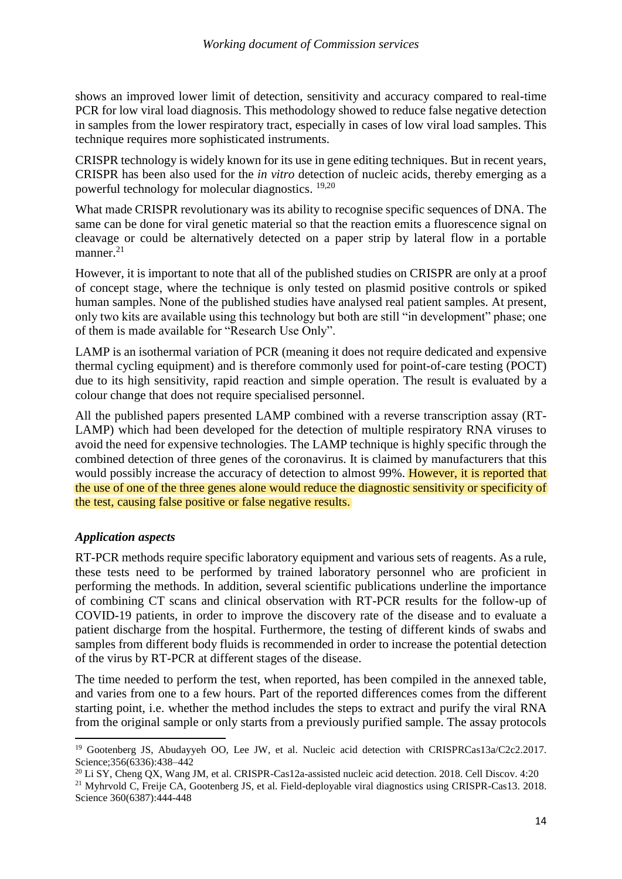shows an improved lower limit of detection, sensitivity and accuracy compared to real-time PCR for low viral load diagnosis. This methodology showed to reduce false negative detection in samples from the lower respiratory tract, especially in cases of low viral load samples. This technique requires more sophisticated instruments.

CRISPR technology is widely known for its use in gene editing techniques. But in recent years, CRISPR has been also used for the *in vitro* detection of nucleic acids, thereby emerging as a powerful technology for molecular diagnostics. [19,20]

What made CRISPR revolutionary was its ability to recognise specific sequences of DNA. The same can be done for viral genetic material so that the reaction emits a fluorescence signal on cleavage or could be alternatively detected on a paper strip by lateral flow in a portable manner.[21]

However, it is important to note that all of the published studies on CRISPR are only at a proof of concept stage, where the technique is only tested on plasmid positive controls or spiked human samples. None of the published studies have analysed real patient samples. At present, only two kits are available using this technology but both are still "in development" phase; one of them is made available for "Research Use Only".

LAMP is an isothermal variation of PCR (meaning it does not require dedicated and expensive thermal cycling equipment) and is therefore commonly used for point-of-care testing (POCT) due to its high sensitivity, rapid reaction and simple operation. The result is evaluated by a colour change that does not require specialised personnel.

All the published papers presented LAMP combined with a reverse transcription assay (RT-LAMP) which had been developed for the detection of multiple respiratory RNA viruses to avoid the need for expensive technologies. The LAMP technique is highly specific through the combined detection of three genes of the coronavirus. It is claimed by manufacturers that this would possibly increase the accuracy of detection to almost 99%. However, it is reported that the use of one of the three genes alone would reduce the diagnostic sensitivity or specificity of the test, causing false positive or false negative results.

### *Application aspects*

RT-PCR methods require specific laboratory equipment and various sets of reagents. As a rule, these tests need to be performed by trained laboratory personnel who are proficient in performing the methods. In addition, several scientific publications underline the importance of combining CT scans and clinical observation with RT-PCR results for the follow-up of COVID-19 patients, in order to improve the discovery rate of the disease and to evaluate a patient discharge from the hospital. Furthermore, the testing of different kinds of swabs and samples from different body fluids is recommended in order to increase the potential detection of the virus by RT-PCR at different stages of the disease.

The time needed to perform the test, when reported, has been compiled in the annexed table, and varies from one to a few hours. Part of the reported differences comes from the different starting point, i.e. whether the method includes the steps to extract and purify the viral RNA from the original sample or only starts from a previously purified sample. The assay protocols

---

[19] Gootenberg JS, Abudayyeh OO, Lee JW, et al. Nucleic acid detection with CRISPRCas13a/C2c2.2017. Science;356(6336):438–442

[20] Li SY, Cheng QX, Wang JM, et al. CRISPR-Cas12a-assisted nucleic acid detection. 2018. Cell Discov. 4:20

[21] Myhrvold C, Freije CA, Gootenberg JS, et al. Field-deployable viral diagnostics using CRISPR-Cas13. 2018. Science 360(6387):444-448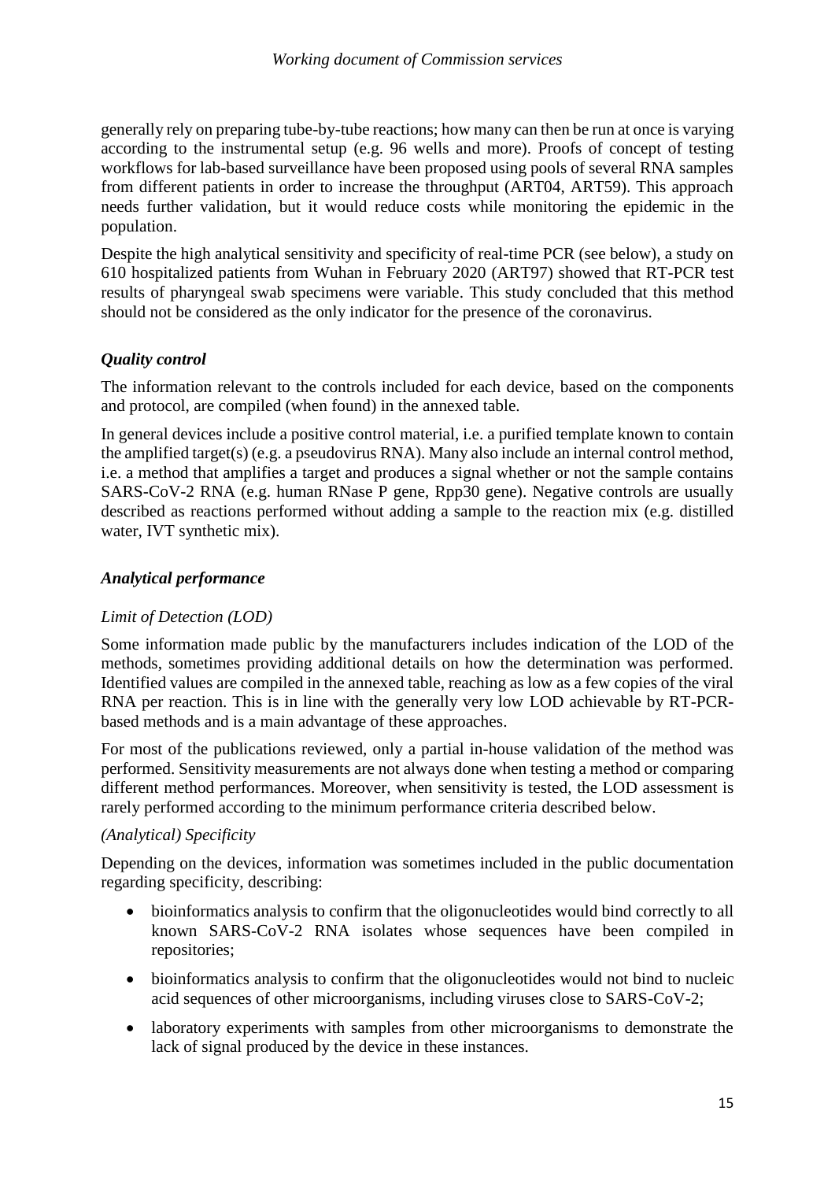generally rely on preparing tube-by-tube reactions; how many can then be run at once is varying according to the instrumental setup (e.g. 96 wells and more). Proofs of concept of testing workflows for lab-based surveillance have been proposed using pools of several RNA samples from different patients in order to increase the throughput (ART04, ART59). This approach needs further validation, but it would reduce costs while monitoring the epidemic in the population.

Despite the high analytical sensitivity and specificity of real-time PCR (see below), a study on 610 hospitalized patients from Wuhan in February 2020 (ART97) showed that RT-PCR test results of pharyngeal swab specimens were variable. This study concluded that this method should not be considered as the only indicator for the presence of the coronavirus.

### *Quality control*

The information relevant to the controls included for each device, based on the components and protocol, are compiled (when found) in the annexed table.

In general devices include a positive control material, i.e. a purified template known to contain the amplified target(s) (e.g. a pseudovirus RNA). Many also include an internal control method, i.e. a method that amplifies a target and produces a signal whether or not the sample contains SARS-CoV-2 RNA (e.g. human RNase P gene, Rpp30 gene). Negative controls are usually described as reactions performed without adding a sample to the reaction mix (e.g. distilled water, IVT synthetic mix).

### *Analytical performance*

#### *Limit of Detection (LOD)*

Some information made public by the manufacturers includes indication of the LOD of the methods, sometimes providing additional details on how the determination was performed. Identified values are compiled in the annexed table, reaching as low as a few copies of the viral RNA per reaction. This is in line with the generally very low LOD achievable by RT-PCR-based methods and is a main advantage of these approaches.

For most of the publications reviewed, only a partial in-house validation of the method was performed. Sensitivity measurements are not always done when testing a method or comparing different method performances. Moreover, when sensitivity is tested, the LOD assessment is rarely performed according to the minimum performance criteria described below.

#### *(Analytical) Specificity*

Depending on the devices, information was sometimes included in the public documentation regarding specificity, describing:

- bioinformatics analysis to confirm that the oligonucleotides would bind correctly to all known SARS-CoV-2 RNA isolates whose sequences have been compiled in repositories;
- bioinformatics analysis to confirm that the oligonucleotides would not bind to nucleic acid sequences of other microorganisms, including viruses close to SARS-CoV-2;
- laboratory experiments with samples from other microorganisms to demonstrate the lack of signal produced by the device in these instances.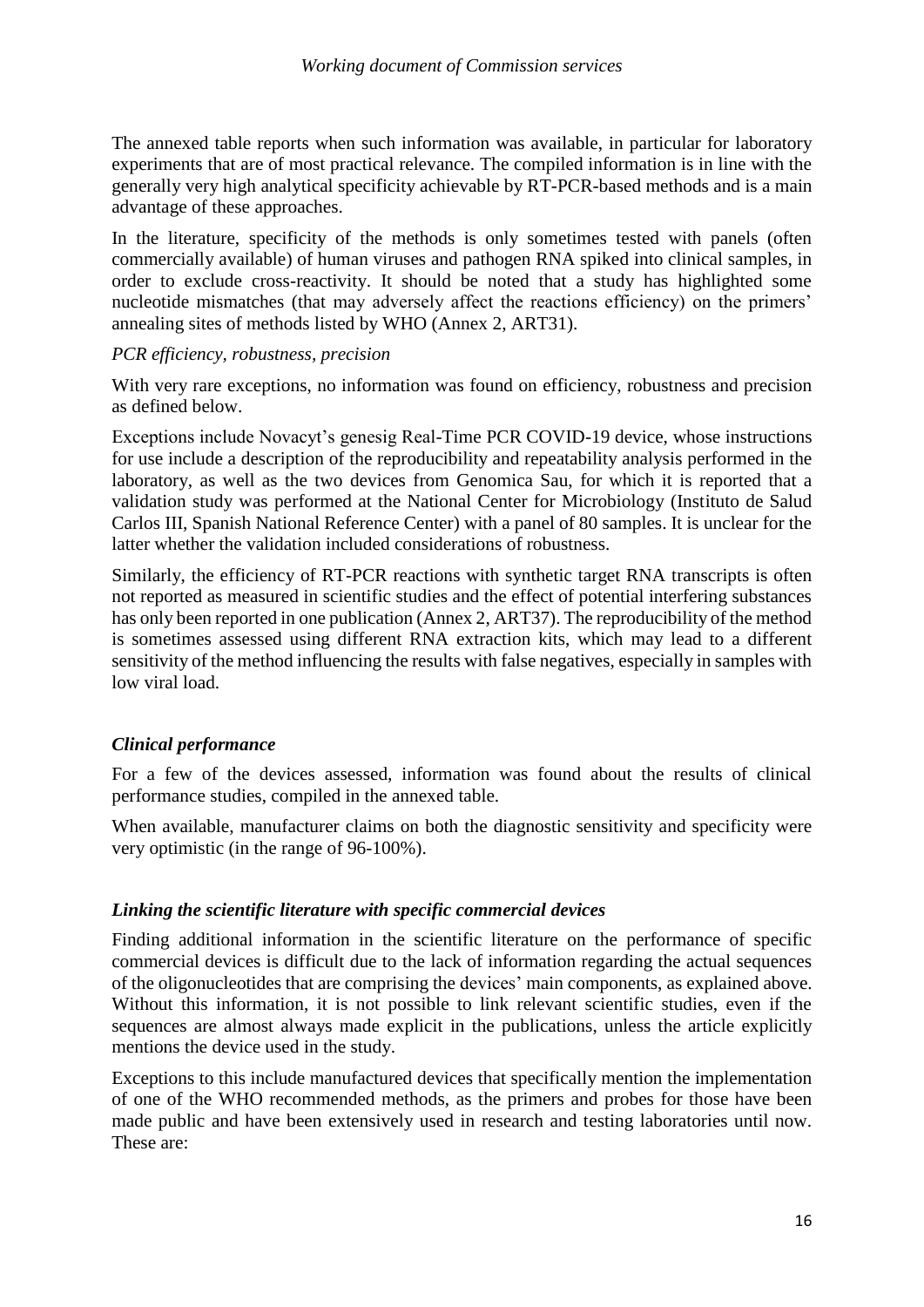The annexed table reports when such information was available, in particular for laboratory experiments that are of most practical relevance. The compiled information is in line with the generally very high analytical specificity achievable by RT-PCR-based methods and is a main advantage of these approaches.

In the literature, specificity of the methods is only sometimes tested with panels (often commercially available) of human viruses and pathogen RNA spiked into clinical samples, in order to exclude cross-reactivity. It should be noted that a study has highlighted some nucleotide mismatches (that may adversely affect the reactions efficiency) on the primers' annealing sites of methods listed by WHO (Annex 2, ART31).

*PCR efficiency, robustness, precision*

With very rare exceptions, no information was found on efficiency, robustness and precision as defined below.

Exceptions include Novacyt's genesig Real-Time PCR COVID-19 device, whose instructions for use include a description of the reproducibility and repeatability analysis performed in the laboratory, as well as the two devices from Genomica Sau, for which it is reported that a validation study was performed at the National Center for Microbiology (Instituto de Salud Carlos III, Spanish National Reference Center) with a panel of 80 samples. It is unclear for the latter whether the validation included considerations of robustness.

Similarly, the efficiency of RT-PCR reactions with synthetic target RNA transcripts is often not reported as measured in scientific studies and the effect of potential interfering substances has only been reported in one publication (Annex 2, ART37). The reproducibility of the method is sometimes assessed using different RNA extraction kits, which may lead to a different sensitivity of the method influencing the results with false negatives, especially in samples with low viral load.

### *Clinical performance*

For a few of the devices assessed, information was found about the results of clinical performance studies, compiled in the annexed table.

When available, manufacturer claims on both the diagnostic sensitivity and specificity were very optimistic (in the range of 96-100%).

### *Linking the scientific literature with specific commercial devices*

Finding additional information in the scientific literature on the performance of specific commercial devices is difficult due to the lack of information regarding the actual sequences of the oligonucleotides that are comprising the devices' main components, as explained above. Without this information, it is not possible to link relevant scientific studies, even if the sequences are almost always made explicit in the publications, unless the article explicitly mentions the device used in the study.

Exceptions to this include manufactured devices that specifically mention the implementation of one of the WHO recommended methods, as the primers and probes for those have been made public and have been extensively used in research and testing laboratories until now. These are: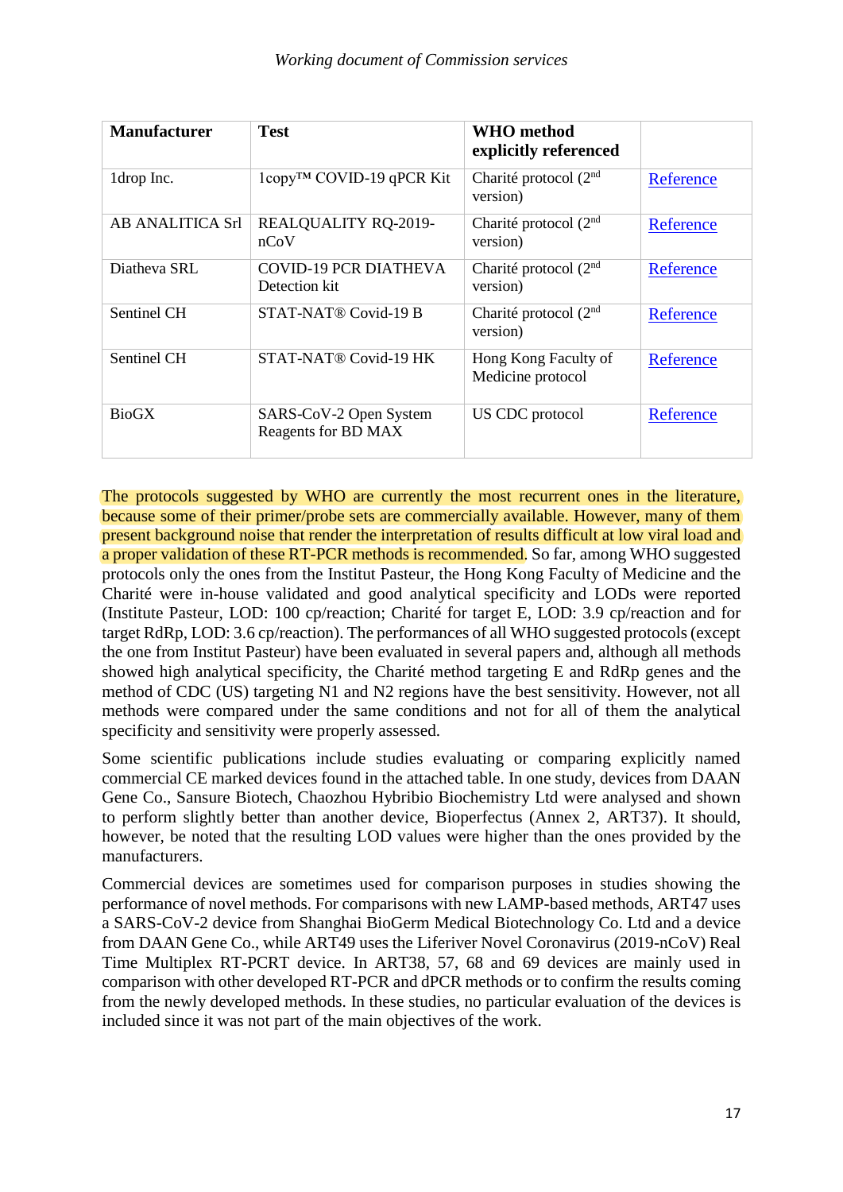| Manufacturer | Test | WHO method explicitly referenced | |
|---|---|---|---|
| 1drop Inc. | 1copy™ COVID-19 qPCR Kit | Charité protocol (2nd version) | Reference |
| AB ANALITICA Srl | REALQUALITY RQ-2019-nCoV | Charité protocol (2nd version) | Reference |
| Diatheva SRL | COVID-19 PCR DIATHEVA Detection kit | Charité protocol (2nd version) | Reference |
| Sentinel CH | STAT-NAT® Covid-19 B | Charité protocol (2nd version) | Reference |
| Sentinel CH | STAT-NAT® Covid-19 HK | Hong Kong Faculty of Medicine protocol | Reference |
| BioGX | SARS-CoV-2 Open System Reagents for BD MAX | US CDC protocol | Reference |

The protocols suggested by WHO are currently the most recurrent ones in the literature, because some of their primer/probe sets are commercially available. However, many of them present background noise that render the interpretation of results difficult at low viral load and a proper validation of these RT-PCR methods is recommended. So far, among WHO suggested protocols only the ones from the Institut Pasteur, the Hong Kong Faculty of Medicine and the Charité were in-house validated and good analytical specificity and LODs were reported (Institute Pasteur, LOD: 100 cp/reaction; Charité for target E, LOD: 3.9 cp/reaction and for target RdRp, LOD: 3.6 cp/reaction). The performances of all WHO suggested protocols (except the one from Institut Pasteur) have been evaluated in several papers and, although all methods showed high analytical specificity, the Charité method targeting E and RdRp genes and the method of CDC (US) targeting N1 and N2 regions have the best sensitivity. However, not all methods were compared under the same conditions and not for all of them the analytical specificity and sensitivity were properly assessed.

Some scientific publications include studies evaluating or comparing explicitly named commercial CE marked devices found in the attached table. In one study, devices from DAAN Gene Co., Sansure Biotech, Chaozhou Hybribio Biochemistry Ltd were analysed and shown to perform slightly better than another device, Bioperfectus (Annex 2, ART37). It should, however, be noted that the resulting LOD values were higher than the ones provided by the manufacturers.

Commercial devices are sometimes used for comparison purposes in studies showing the performance of novel methods. For comparisons with new LAMP-based methods, ART47 uses a SARS-CoV-2 device from Shanghai BioGerm Medical Biotechnology Co. Ltd and a device from DAAN Gene Co., while ART49 uses the Liferiver Novel Coronavirus (2019-nCoV) Real Time Multiplex RT-PCRT device. In ART38, 57, 68 and 69 devices are mainly used in comparison with other developed RT-PCR and dPCR methods or to confirm the results coming from the newly developed methods. In these studies, no particular evaluation of the devices is included since it was not part of the main objectives of the work.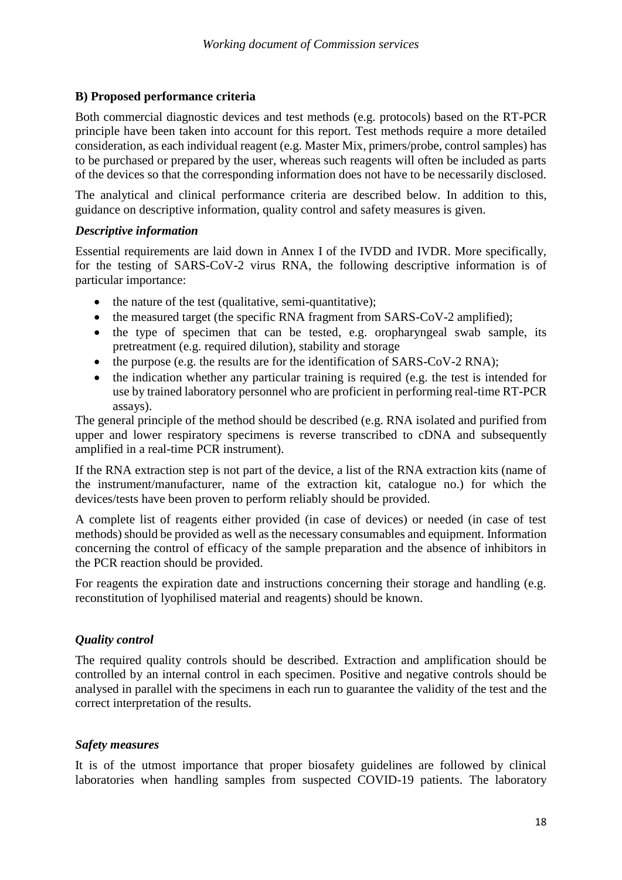## B) Proposed performance criteria

Both commercial diagnostic devices and test methods (e.g. protocols) based on the RT-PCR principle have been taken into account for this report. Test methods require a more detailed consideration, as each individual reagent (e.g. Master Mix, primers/probe, control samples) has to be purchased or prepared by the user, whereas such reagents will often be included as parts of the devices so that the corresponding information does not have to be necessarily disclosed.

The analytical and clinical performance criteria are described below. In addition to this, guidance on descriptive information, quality control and safety measures is given.

### *Descriptive information*

Essential requirements are laid down in Annex I of the IVDD and IVDR. More specifically, for the testing of SARS-CoV-2 virus RNA, the following descriptive information is of particular importance:

- the nature of the test (qualitative, semi-quantitative);
- the measured target (the specific RNA fragment from SARS-CoV-2 amplified);
- the type of specimen that can be tested, e.g. oropharyngeal swab sample, its pretreatment (e.g. required dilution), stability and storage
- the purpose (e.g. the results are for the identification of SARS-CoV-2 RNA);
- the indication whether any particular training is required (e.g. the test is intended for use by trained laboratory personnel who are proficient in performing real-time RT-PCR assays).

The general principle of the method should be described (e.g. RNA isolated and purified from upper and lower respiratory specimens is reverse transcribed to cDNA and subsequently amplified in a real-time PCR instrument).

If the RNA extraction step is not part of the device, a list of the RNA extraction kits (name of the instrument/manufacturer, name of the extraction kit, catalogue no.) for which the devices/tests have been proven to perform reliably should be provided.

A complete list of reagents either provided (in case of devices) or needed (in case of test methods) should be provided as well as the necessary consumables and equipment. Information concerning the control of efficacy of the sample preparation and the absence of inhibitors in the PCR reaction should be provided.

For reagents the expiration date and instructions concerning their storage and handling (e.g. reconstitution of lyophilised material and reagents) should be known.

### *Quality control*

The required quality controls should be described. Extraction and amplification should be controlled by an internal control in each specimen. Positive and negative controls should be analysed in parallel with the specimens in each run to guarantee the validity of the test and the correct interpretation of the results.

### *Safety measures*

It is of the utmost importance that proper biosafety guidelines are followed by clinical laboratories when handling samples from suspected COVID-19 patients. The laboratory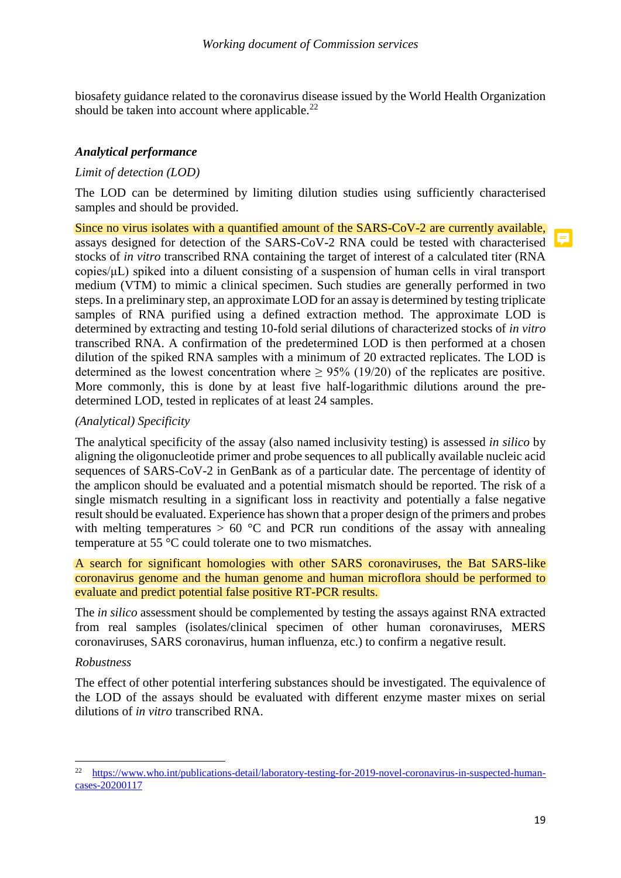biosafety guidance related to the coronavirus disease issued by the World Health Organization should be taken into account where applicable.[22]

***Analytical performance***

*Limit of detection (LOD)*

The LOD can be determined by limiting dilution studies using sufficiently characterised samples and should be provided.

Since no virus isolates with a quantified amount of the SARS-CoV-2 are currently available, assays designed for detection of the SARS-CoV-2 RNA could be tested with characterised stocks of *in vitro* transcribed RNA containing the target of interest of a calculated titer (RNA copies/µL) spiked into a diluent consisting of a suspension of human cells in viral transport medium (VTM) to mimic a clinical specimen. Such studies are generally performed in two steps. In a preliminary step, an approximate LOD for an assay is determined by testing triplicate samples of RNA purified using a defined extraction method. The approximate LOD is determined by extracting and testing 10-fold serial dilutions of characterized stocks of *in vitro* transcribed RNA. A confirmation of the predetermined LOD is then performed at a chosen dilution of the spiked RNA samples with a minimum of 20 extracted replicates. The LOD is determined as the lowest concentration where ≥ 95% (19/20) of the replicates are positive. More commonly, this is done by at least five half-logarithmic dilutions around the pre-determined LOD, tested in replicates of at least 24 samples.

*(Analytical) Specificity*

The analytical specificity of the assay (also named inclusivity testing) is assessed *in silico* by aligning the oligonucleotide primer and probe sequences to all publically available nucleic acid sequences of SARS-CoV-2 in GenBank as of a particular date. The percentage of identity of the amplicon should be evaluated and a potential mismatch should be reported. The risk of a single mismatch resulting in a significant loss in reactivity and potentially a false negative result should be evaluated. Experience has shown that a proper design of the primers and probes with melting temperatures > 60 °C and PCR run conditions of the assay with annealing temperature at 55 °C could tolerate one to two mismatches.

A search for significant homologies with other SARS coronaviruses, the Bat SARS-like coronavirus genome and the human genome and human microflora should be performed to evaluate and predict potential false positive RT-PCR results.

The *in silico* assessment should be complemented by testing the assays against RNA extracted from real samples (isolates/clinical specimen of other human coronaviruses, MERS coronaviruses, SARS coronavirus, human influenza, etc.) to confirm a negative result.

*Robustness*

The effect of other potential interfering substances should be investigated. The equivalence of the LOD of the assays should be evaluated with different enzyme master mixes on serial dilutions of *in vitro* transcribed RNA.

[22] https://www.who.int/publications-detail/laboratory-testing-for-2019-novel-coronavirus-in-suspected-human-cases-20200117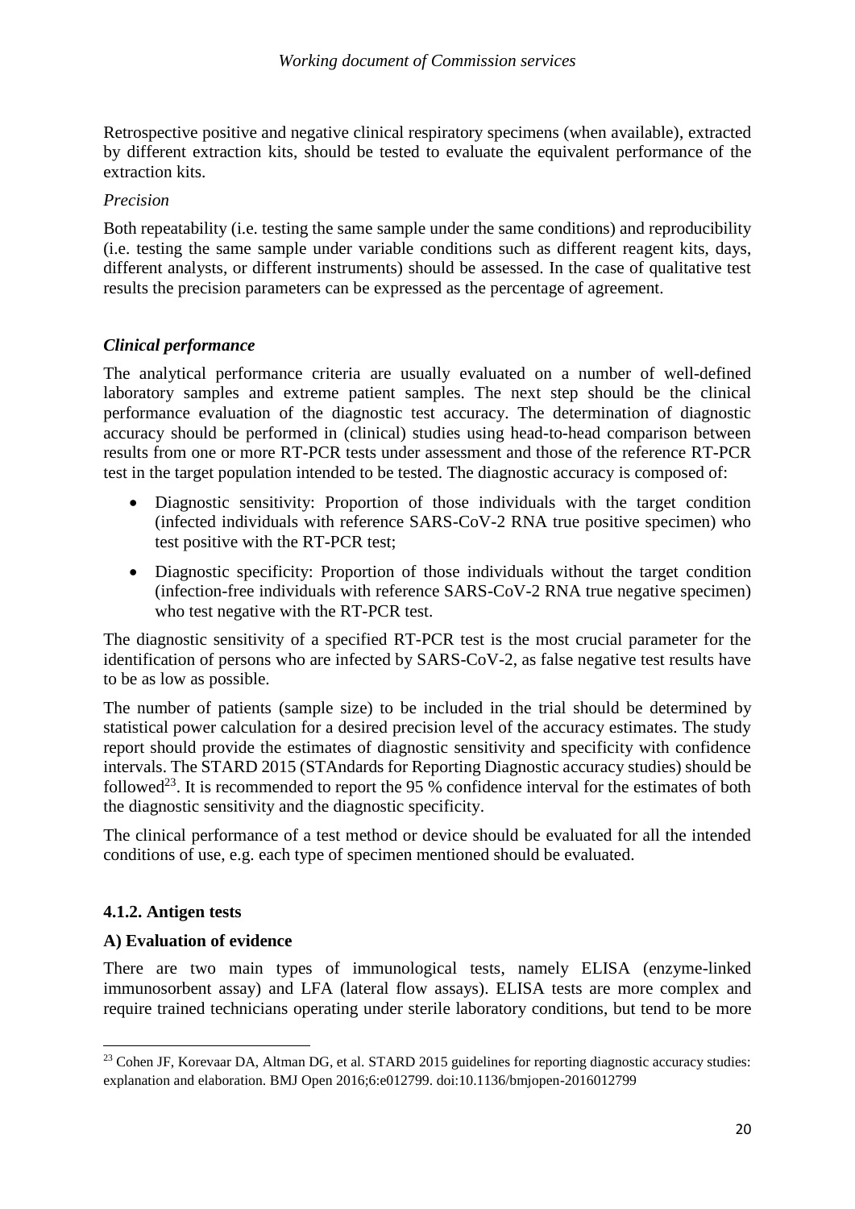Retrospective positive and negative clinical respiratory specimens (when available), extracted by different extraction kits, should be tested to evaluate the equivalent performance of the extraction kits.

*Precision*

Both repeatability (i.e. testing the same sample under the same conditions) and reproducibility (i.e. testing the same sample under variable conditions such as different reagent kits, days, different analysts, or different instruments) should be assessed. In the case of qualitative test results the precision parameters can be expressed as the percentage of agreement.

***Clinical performance***

The analytical performance criteria are usually evaluated on a number of well-defined laboratory samples and extreme patient samples. The next step should be the clinical performance evaluation of the diagnostic test accuracy. The determination of diagnostic accuracy should be performed in (clinical) studies using head-to-head comparison between results from one or more RT-PCR tests under assessment and those of the reference RT-PCR test in the target population intended to be tested. The diagnostic accuracy is composed of:

- Diagnostic sensitivity: Proportion of those individuals with the target condition (infected individuals with reference SARS-CoV-2 RNA true positive specimen) who test positive with the RT-PCR test;
- Diagnostic specificity: Proportion of those individuals without the target condition (infection-free individuals with reference SARS-CoV-2 RNA true negative specimen) who test negative with the RT-PCR test.

The diagnostic sensitivity of a specified RT-PCR test is the most crucial parameter for the identification of persons who are infected by SARS-CoV-2, as false negative test results have to be as low as possible.

The number of patients (sample size) to be included in the trial should be determined by statistical power calculation for a desired precision level of the accuracy estimates. The study report should provide the estimates of diagnostic sensitivity and specificity with confidence intervals. The STARD 2015 (STAndards for Reporting Diagnostic accuracy studies) should be followed[23]. It is recommended to report the 95 % confidence interval for the estimates of both the diagnostic sensitivity and the diagnostic specificity.

The clinical performance of a test method or device should be evaluated for all the intended conditions of use, e.g. each type of specimen mentioned should be evaluated.

### 4.1.2. Antigen tests

**A) Evaluation of evidence**

There are two main types of immunological tests, namely ELISA (enzyme-linked immunosorbent assay) and LFA (lateral flow assays). ELISA tests are more complex and require trained technicians operating under sterile laboratory conditions, but tend to be more

---

[23] Cohen JF, Korevaar DA, Altman DG, et al. STARD 2015 guidelines for reporting diagnostic accuracy studies: explanation and elaboration. BMJ Open 2016;6:e012799. doi:10.1136/bmjopen-2016012799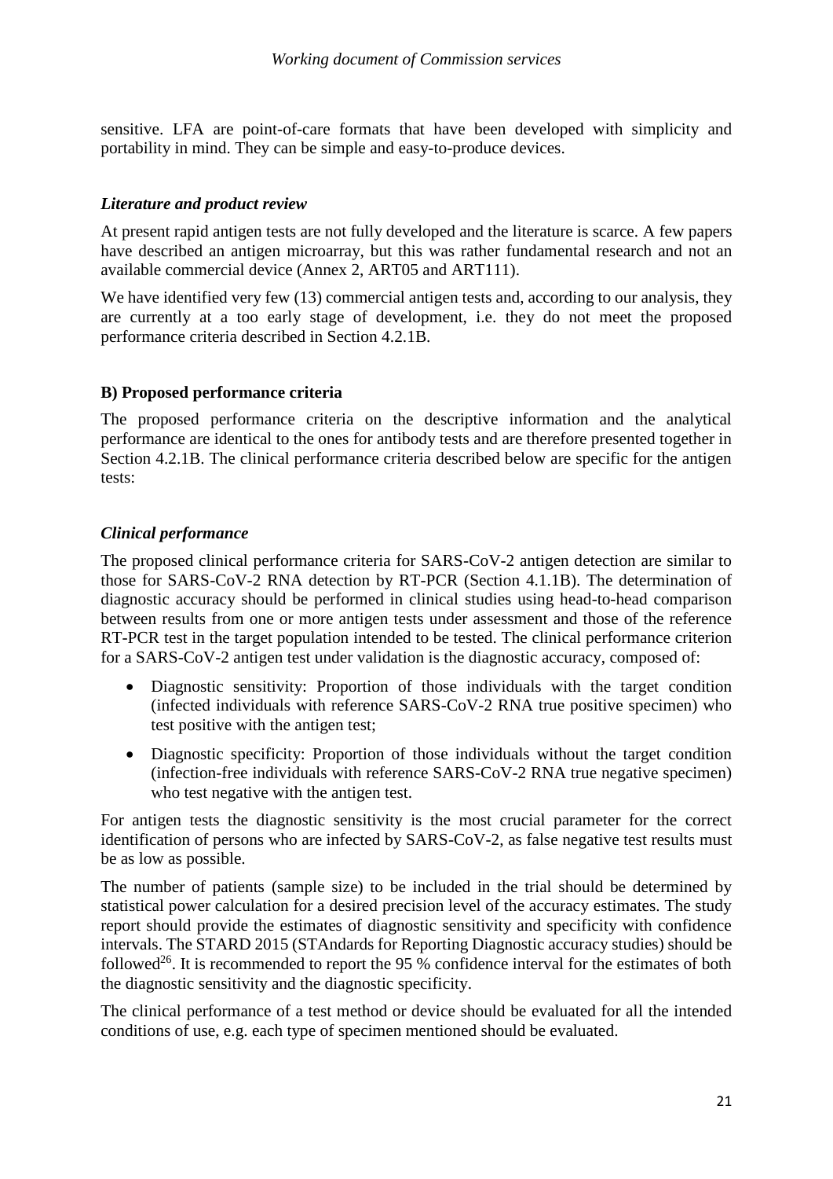sensitive. LFA are point-of-care formats that have been developed with simplicity and portability in mind. They can be simple and easy-to-produce devices.

***Literature and product review***

At present rapid antigen tests are not fully developed and the literature is scarce. A few papers have described an antigen microarray, but this was rather fundamental research and not an available commercial device (Annex 2, ART05 and ART111).

We have identified very few (13) commercial antigen tests and, according to our analysis, they are currently at a too early stage of development, i.e. they do not meet the proposed performance criteria described in Section 4.2.1B.

**B) Proposed performance criteria**

The proposed performance criteria on the descriptive information and the analytical performance are identical to the ones for antibody tests and are therefore presented together in Section 4.2.1B. The clinical performance criteria described below are specific for the antigen tests:

***Clinical performance***

The proposed clinical performance criteria for SARS-CoV-2 antigen detection are similar to those for SARS-CoV-2 RNA detection by RT-PCR (Section 4.1.1B). The determination of diagnostic accuracy should be performed in clinical studies using head-to-head comparison between results from one or more antigen tests under assessment and those of the reference RT-PCR test in the target population intended to be tested. The clinical performance criterion for a SARS-CoV-2 antigen test under validation is the diagnostic accuracy, composed of:

- Diagnostic sensitivity: Proportion of those individuals with the target condition (infected individuals with reference SARS-CoV-2 RNA true positive specimen) who test positive with the antigen test;
- Diagnostic specificity: Proportion of those individuals without the target condition (infection-free individuals with reference SARS-CoV-2 RNA true negative specimen) who test negative with the antigen test.

For antigen tests the diagnostic sensitivity is the most crucial parameter for the correct identification of persons who are infected by SARS-CoV-2, as false negative test results must be as low as possible.

The number of patients (sample size) to be included in the trial should be determined by statistical power calculation for a desired precision level of the accuracy estimates. The study report should provide the estimates of diagnostic sensitivity and specificity with confidence intervals. The STARD 2015 (STAndards for Reporting Diagnostic accuracy studies) should be followed[26]. It is recommended to report the 95 % confidence interval for the estimates of both the diagnostic sensitivity and the diagnostic specificity.

The clinical performance of a test method or device should be evaluated for all the intended conditions of use, e.g. each type of specimen mentioned should be evaluated.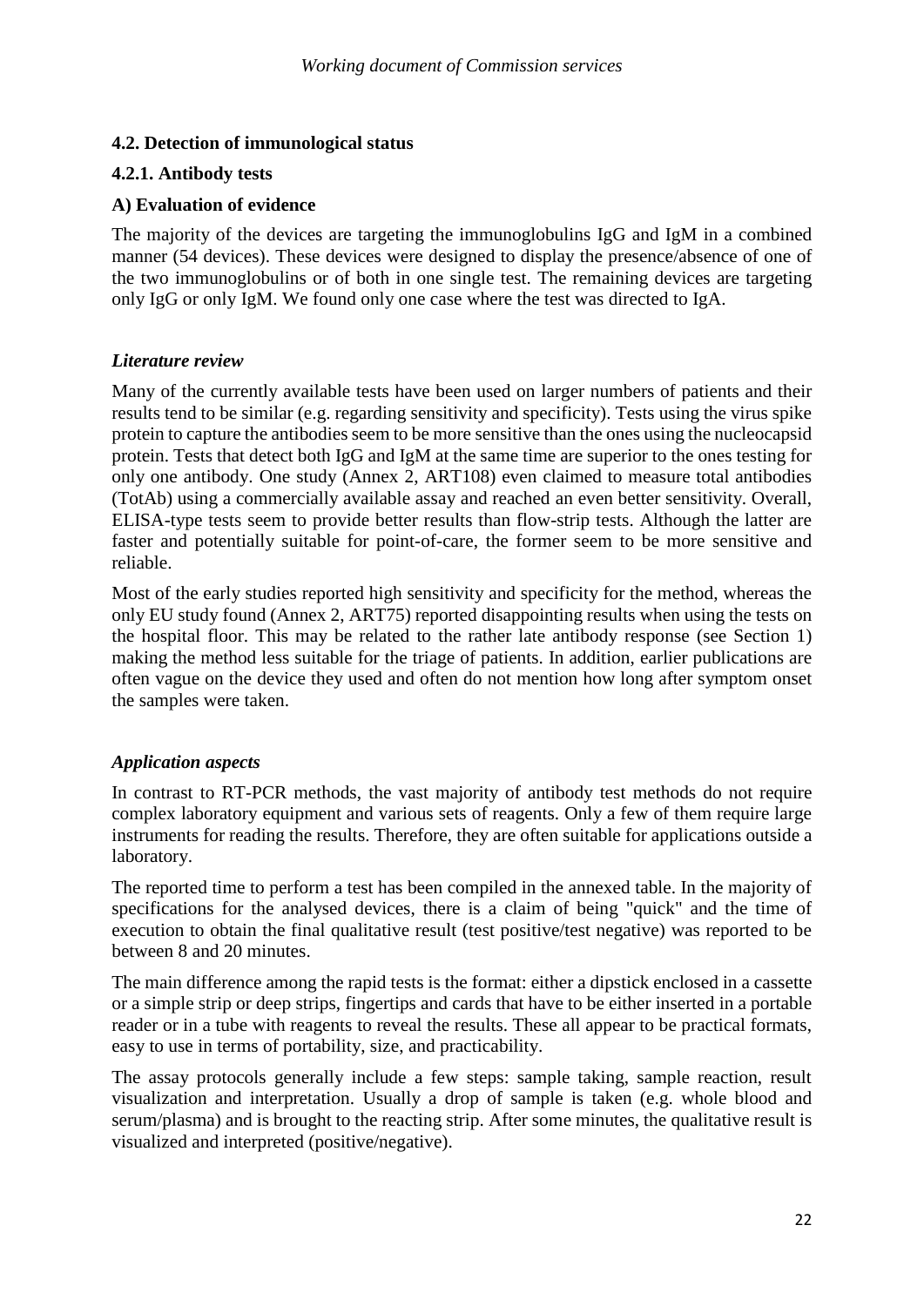### 4.2. Detection of immunological status

#### 4.2.1. Antibody tests

**A) Evaluation of evidence**

The majority of the devices are targeting the immunoglobulins IgG and IgM in a combined manner (54 devices). These devices were designed to display the presence/absence of one of the two immunoglobulins or of both in one single test. The remaining devices are targeting only IgG or only IgM. We found only one case where the test was directed to IgA.

***Literature review***

Many of the currently available tests have been used on larger numbers of patients and their results tend to be similar (e.g. regarding sensitivity and specificity). Tests using the virus spike protein to capture the antibodies seem to be more sensitive than the ones using the nucleocapsid protein. Tests that detect both IgG and IgM at the same time are superior to the ones testing for only one antibody. One study (Annex 2, ART108) even claimed to measure total antibodies (TotAb) using a commercially available assay and reached an even better sensitivity. Overall, ELISA-type tests seem to provide better results than flow-strip tests. Although the latter are faster and potentially suitable for point-of-care, the former seem to be more sensitive and reliable.

Most of the early studies reported high sensitivity and specificity for the method, whereas the only EU study found (Annex 2, ART75) reported disappointing results when using the tests on the hospital floor. This may be related to the rather late antibody response (see Section 1) making the method less suitable for the triage of patients. In addition, earlier publications are often vague on the device they used and often do not mention how long after symptom onset the samples were taken.

***Application aspects***

In contrast to RT-PCR methods, the vast majority of antibody test methods do not require complex laboratory equipment and various sets of reagents. Only a few of them require large instruments for reading the results. Therefore, they are often suitable for applications outside a laboratory.

The reported time to perform a test has been compiled in the annexed table. In the majority of specifications for the analysed devices, there is a claim of being "quick" and the time of execution to obtain the final qualitative result (test positive/test negative) was reported to be between 8 and 20 minutes.

The main difference among the rapid tests is the format: either a dipstick enclosed in a cassette or a simple strip or deep strips, fingertips and cards that have to be either inserted in a portable reader or in a tube with reagents to reveal the results. These all appear to be practical formats, easy to use in terms of portability, size, and practicability.

The assay protocols generally include a few steps: sample taking, sample reaction, result visualization and interpretation. Usually a drop of sample is taken (e.g. whole blood and serum/plasma) and is brought to the reacting strip. After some minutes, the qualitative result is visualized and interpreted (positive/negative).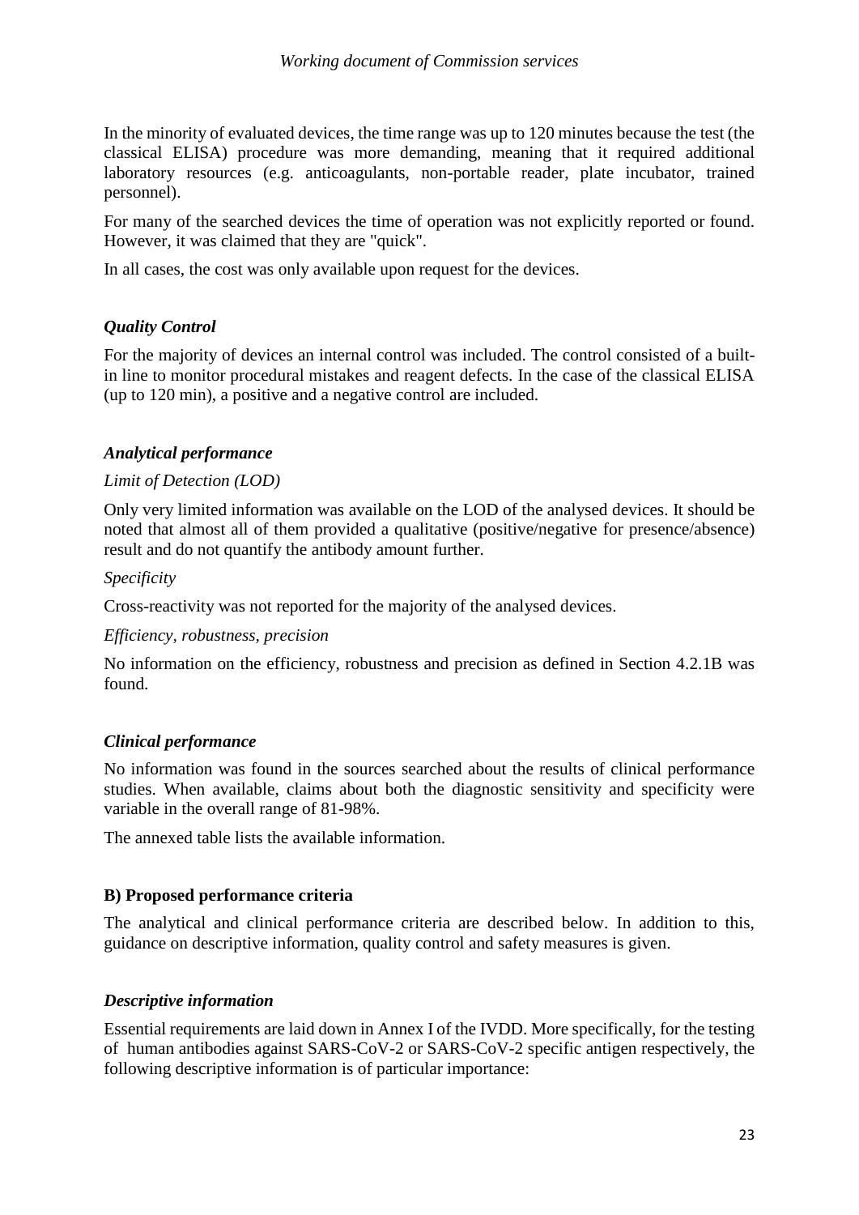In the minority of evaluated devices, the time range was up to 120 minutes because the test (the classical ELISA) procedure was more demanding, meaning that it required additional laboratory resources (e.g. anticoagulants, non-portable reader, plate incubator, trained personnel).

For many of the searched devices the time of operation was not explicitly reported or found. However, it was claimed that they are "quick".

In all cases, the cost was only available upon request for the devices.

### *Quality Control*

For the majority of devices an internal control was included. The control consisted of a built-in line to monitor procedural mistakes and reagent defects. In the case of the classical ELISA (up to 120 min), a positive and a negative control are included.

### *Analytical performance*

*Limit of Detection (LOD)*

Only very limited information was available on the LOD of the analysed devices. It should be noted that almost all of them provided a qualitative (positive/negative for presence/absence) result and do not quantify the antibody amount further.

*Specificity*

Cross-reactivity was not reported for the majority of the analysed devices.

*Efficiency, robustness, precision*

No information on the efficiency, robustness and precision as defined in Section 4.2.1B was found.

### *Clinical performance*

No information was found in the sources searched about the results of clinical performance studies. When available, claims about both the diagnostic sensitivity and specificity were variable in the overall range of 81-98%.

The annexed table lists the available information.

## **B) Proposed performance criteria**

The analytical and clinical performance criteria are described below. In addition to this, guidance on descriptive information, quality control and safety measures is given.

### *Descriptive information*

Essential requirements are laid down in Annex I of the IVDD. More specifically, for the testing of human antibodies against SARS-CoV-2 or SARS-CoV-2 specific antigen respectively, the following descriptive information is of particular importance: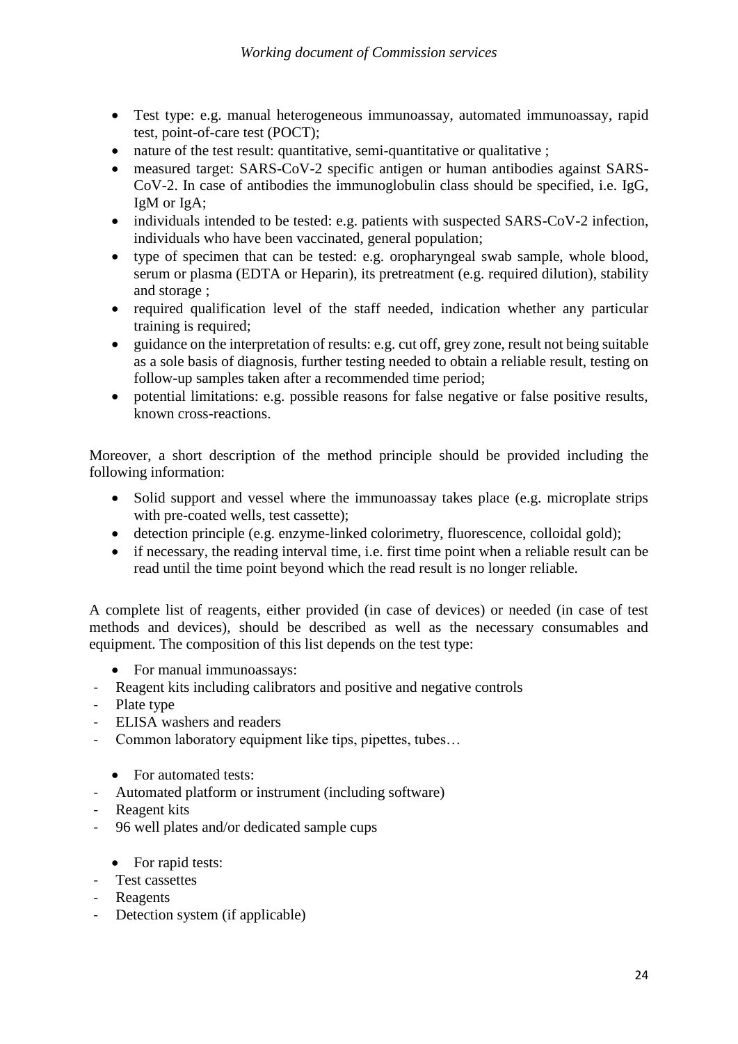- Test type: e.g. manual heterogeneous immunoassay, automated immunoassay, rapid test, point-of-care test (POCT);
- nature of the test result: quantitative, semi-quantitative or qualitative ;
- measured target: SARS-CoV-2 specific antigen or human antibodies against SARS-CoV-2. In case of antibodies the immunoglobulin class should be specified, i.e. IgG, IgM or IgA;
- individuals intended to be tested: e.g. patients with suspected SARS-CoV-2 infection, individuals who have been vaccinated, general population;
- type of specimen that can be tested: e.g. oropharyngeal swab sample, whole blood, serum or plasma (EDTA or Heparin), its pretreatment (e.g. required dilution), stability and storage ;
- required qualification level of the staff needed, indication whether any particular training is required;
- guidance on the interpretation of results: e.g. cut off, grey zone, result not being suitable as a sole basis of diagnosis, further testing needed to obtain a reliable result, testing on follow-up samples taken after a recommended time period;
- potential limitations: e.g. possible reasons for false negative or false positive results, known cross-reactions.

Moreover, a short description of the method principle should be provided including the following information:

- Solid support and vessel where the immunoassay takes place (e.g. microplate strips with pre-coated wells, test cassette);
- detection principle (e.g. enzyme-linked colorimetry, fluorescence, colloidal gold);
- if necessary, the reading interval time, i.e. first time point when a reliable result can be read until the time point beyond which the read result is no longer reliable.

A complete list of reagents, either provided (in case of devices) or needed (in case of test methods and devices), should be described as well as the necessary consumables and equipment. The composition of this list depends on the test type:

- For manual immunoassays:
  - Reagent kits including calibrators and positive and negative controls
  - Plate type
  - ELISA washers and readers
  - Common laboratory equipment like tips, pipettes, tubes…

- For automated tests:
  - Automated platform or instrument (including software)
  - Reagent kits
  - 96 well plates and/or dedicated sample cups

- For rapid tests:
  - Test cassettes
  - Reagents
  - Detection system (if applicable)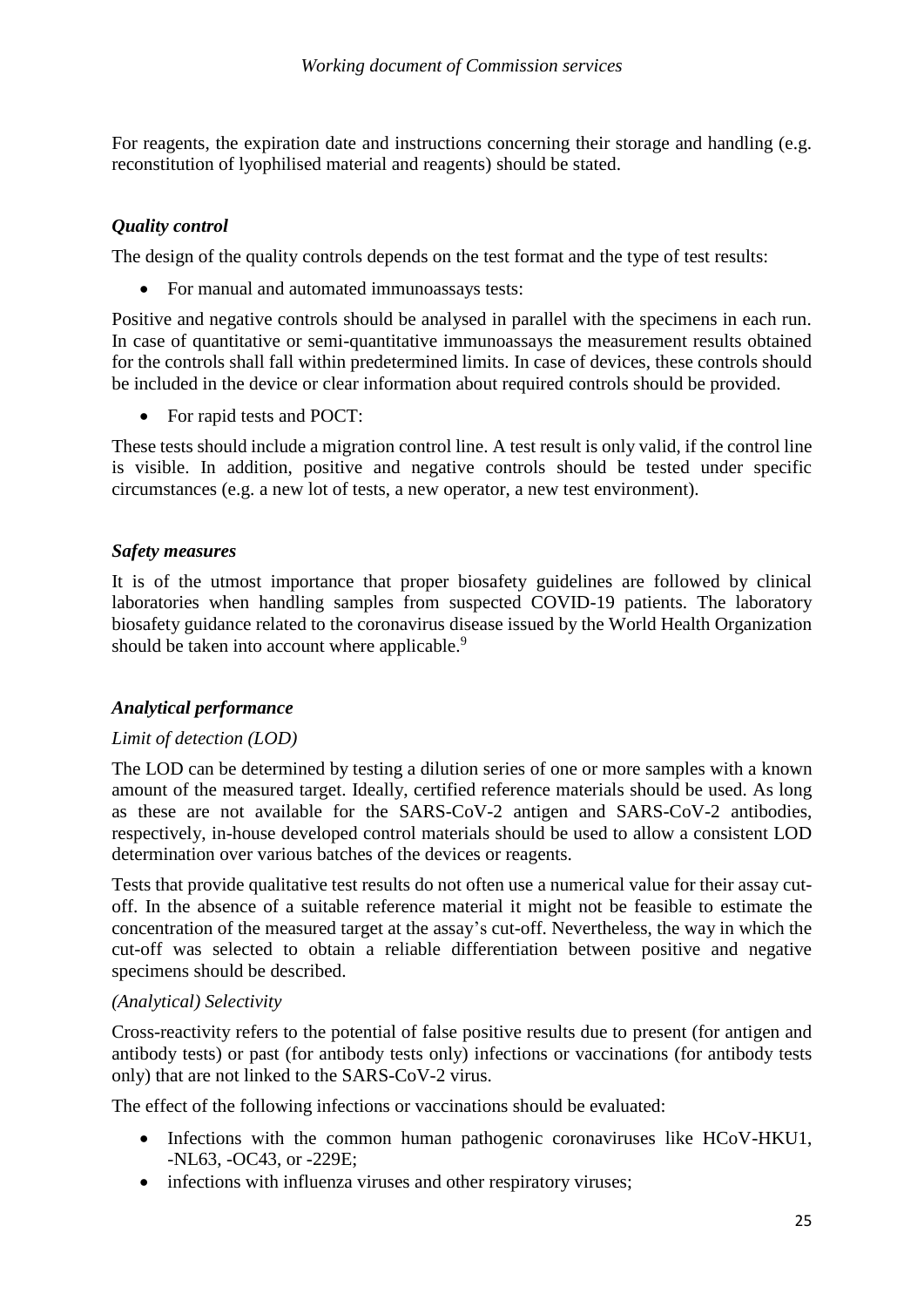For reagents, the expiration date and instructions concerning their storage and handling (e.g. reconstitution of lyophilised material and reagents) should be stated.

### *Quality control*

The design of the quality controls depends on the test format and the type of test results:

- For manual and automated immunoassays tests:

Positive and negative controls should be analysed in parallel with the specimens in each run. In case of quantitative or semi-quantitative immunoassays the measurement results obtained for the controls shall fall within predetermined limits. In case of devices, these controls should be included in the device or clear information about required controls should be provided.

- For rapid tests and POCT:

These tests should include a migration control line. A test result is only valid, if the control line is visible. In addition, positive and negative controls should be tested under specific circumstances (e.g. a new lot of tests, a new operator, a new test environment).

### *Safety measures*

It is of the utmost importance that proper biosafety guidelines are followed by clinical laboratories when handling samples from suspected COVID-19 patients. The laboratory biosafety guidance related to the coronavirus disease issued by the World Health Organization should be taken into account where applicable.[9]

### *Analytical performance*

*Limit of detection (LOD)*

The LOD can be determined by testing a dilution series of one or more samples with a known amount of the measured target. Ideally, certified reference materials should be used. As long as these are not available for the SARS-CoV-2 antigen and SARS-CoV-2 antibodies, respectively, in-house developed control materials should be used to allow a consistent LOD determination over various batches of the devices or reagents.

Tests that provide qualitative test results do not often use a numerical value for their assay cut-off. In the absence of a suitable reference material it might not be feasible to estimate the concentration of the measured target at the assay's cut-off. Nevertheless, the way in which the cut-off was selected to obtain a reliable differentiation between positive and negative specimens should be described.

*(Analytical) Selectivity*

Cross-reactivity refers to the potential of false positive results due to present (for antigen and antibody tests) or past (for antibody tests only) infections or vaccinations (for antibody tests only) that are not linked to the SARS-CoV-2 virus.

The effect of the following infections or vaccinations should be evaluated:

- Infections with the common human pathogenic coronaviruses like HCoV-HKU1, -NL63, -OC43, or -229E;
- infections with influenza viruses and other respiratory viruses;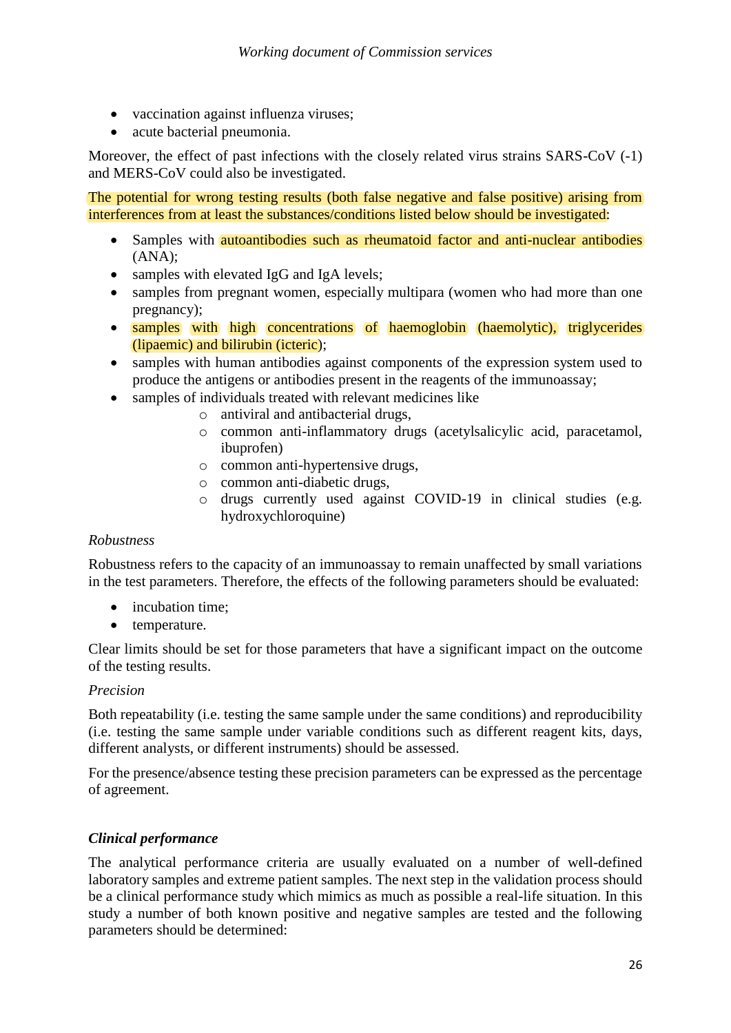- vaccination against influenza viruses;
- acute bacterial pneumonia.

Moreover, the effect of past infections with the closely related virus strains SARS-CoV (-1) and MERS-CoV could also be investigated.

The potential for wrong testing results (both false negative and false positive) arising from interferences from at least the substances/conditions listed below should be investigated:

- Samples with autoantibodies such as rheumatoid factor and anti-nuclear antibodies (ANA);
- samples with elevated IgG and IgA levels;
- samples from pregnant women, especially multipara (women who had more than one pregnancy);
- samples with high concentrations of haemoglobin (haemolytic), triglycerides (lipaemic) and bilirubin (icteric);
- samples with human antibodies against components of the expression system used to produce the antigens or antibodies present in the reagents of the immunoassay;
- samples of individuals treated with relevant medicines like
  - antiviral and antibacterial drugs,
  - common anti-inflammatory drugs (acetylsalicylic acid, paracetamol, ibuprofen)
  - common anti-hypertensive drugs,
  - common anti-diabetic drugs,
  - drugs currently used against COVID-19 in clinical studies (e.g. hydroxychloroquine)

*Robustness*

Robustness refers to the capacity of an immunoassay to remain unaffected by small variations in the test parameters. Therefore, the effects of the following parameters should be evaluated:

- incubation time;
- temperature.

Clear limits should be set for those parameters that have a significant impact on the outcome of the testing results.

*Precision*

Both repeatability (i.e. testing the same sample under the same conditions) and reproducibility (i.e. testing the same sample under variable conditions such as different reagent kits, days, different analysts, or different instruments) should be assessed.

For the presence/absence testing these precision parameters can be expressed as the percentage of agreement.

***Clinical performance***

The analytical performance criteria are usually evaluated on a number of well-defined laboratory samples and extreme patient samples. The next step in the validation process should be a clinical performance study which mimics as much as possible a real-life situation. In this study a number of both known positive and negative samples are tested and the following parameters should be determined: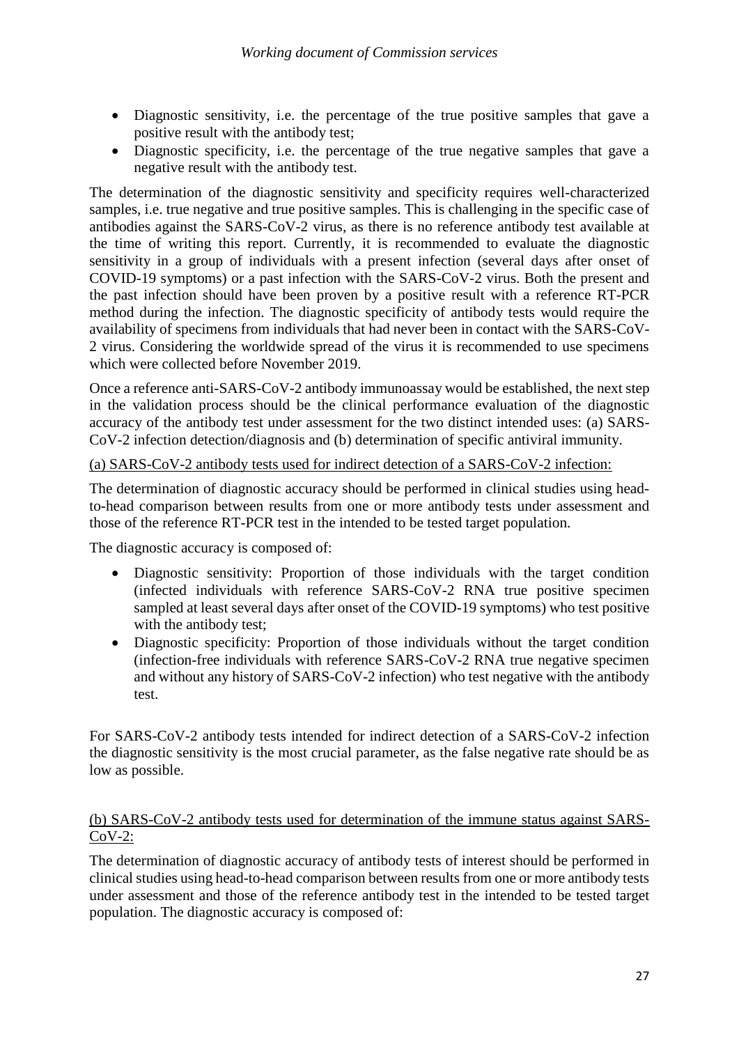- Diagnostic sensitivity, i.e. the percentage of the true positive samples that gave a positive result with the antibody test;
- Diagnostic specificity, i.e. the percentage of the true negative samples that gave a negative result with the antibody test.

The determination of the diagnostic sensitivity and specificity requires well-characterized samples, i.e. true negative and true positive samples. This is challenging in the specific case of antibodies against the SARS-CoV-2 virus, as there is no reference antibody test available at the time of writing this report. Currently, it is recommended to evaluate the diagnostic sensitivity in a group of individuals with a present infection (several days after onset of COVID-19 symptoms) or a past infection with the SARS-CoV-2 virus. Both the present and the past infection should have been proven by a positive result with a reference RT-PCR method during the infection. The diagnostic specificity of antibody tests would require the availability of specimens from individuals that had never been in contact with the SARS-CoV-2 virus. Considering the worldwide spread of the virus it is recommended to use specimens which were collected before November 2019.

Once a reference anti-SARS-CoV-2 antibody immunoassay would be established, the next step in the validation process should be the clinical performance evaluation of the diagnostic accuracy of the antibody test under assessment for the two distinct intended uses: (a) SARS-CoV-2 infection detection/diagnosis and (b) determination of specific antiviral immunity.

<u>(a) SARS-CoV-2 antibody tests used for indirect detection of a SARS-CoV-2 infection:</u>

The determination of diagnostic accuracy should be performed in clinical studies using head-to-head comparison between results from one or more antibody tests under assessment and those of the reference RT-PCR test in the intended to be tested target population.

The diagnostic accuracy is composed of:

- Diagnostic sensitivity: Proportion of those individuals with the target condition (infected individuals with reference SARS-CoV-2 RNA true positive specimen sampled at least several days after onset of the COVID-19 symptoms) who test positive with the antibody test;
- Diagnostic specificity: Proportion of those individuals without the target condition (infection-free individuals with reference SARS-CoV-2 RNA true negative specimen and without any history of SARS-CoV-2 infection) who test negative with the antibody test.

For SARS-CoV-2 antibody tests intended for indirect detection of a SARS-CoV-2 infection the diagnostic sensitivity is the most crucial parameter, as the false negative rate should be as low as possible.

<u>(b) SARS-CoV-2 antibody tests used for determination of the immune status against SARS-CoV-2:</u>

The determination of diagnostic accuracy of antibody tests of interest should be performed in clinical studies using head-to-head comparison between results from one or more antibody tests under assessment and those of the reference antibody test in the intended to be tested target population. The diagnostic accuracy is composed of: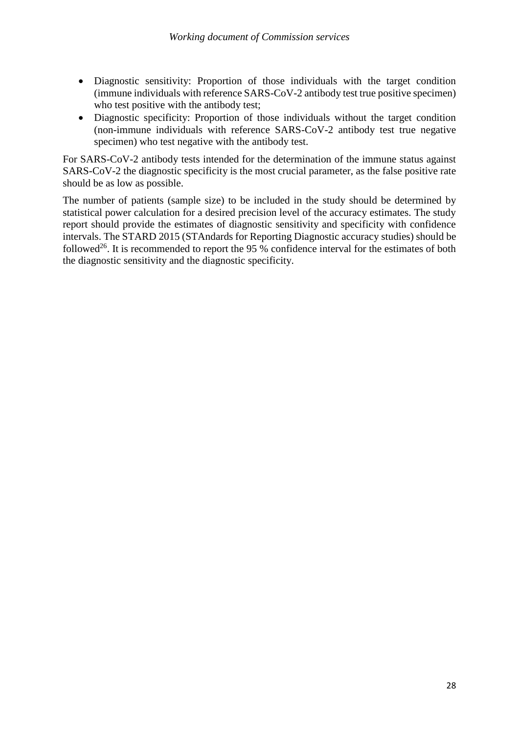- Diagnostic sensitivity: Proportion of those individuals with the target condition (immune individuals with reference SARS-CoV-2 antibody test true positive specimen) who test positive with the antibody test;
- Diagnostic specificity: Proportion of those individuals without the target condition (non-immune individuals with reference SARS-CoV-2 antibody test true negative specimen) who test negative with the antibody test.

For SARS-CoV-2 antibody tests intended for the determination of the immune status against SARS-CoV-2 the diagnostic specificity is the most crucial parameter, as the false positive rate should be as low as possible.

The number of patients (sample size) to be included in the study should be determined by statistical power calculation for a desired precision level of the accuracy estimates. The study report should provide the estimates of diagnostic sensitivity and specificity with confidence intervals. The STARD 2015 (STAndards for Reporting Diagnostic accuracy studies) should be followed[26]. It is recommended to report the 95 % confidence interval for the estimates of both the diagnostic sensitivity and the diagnostic specificity.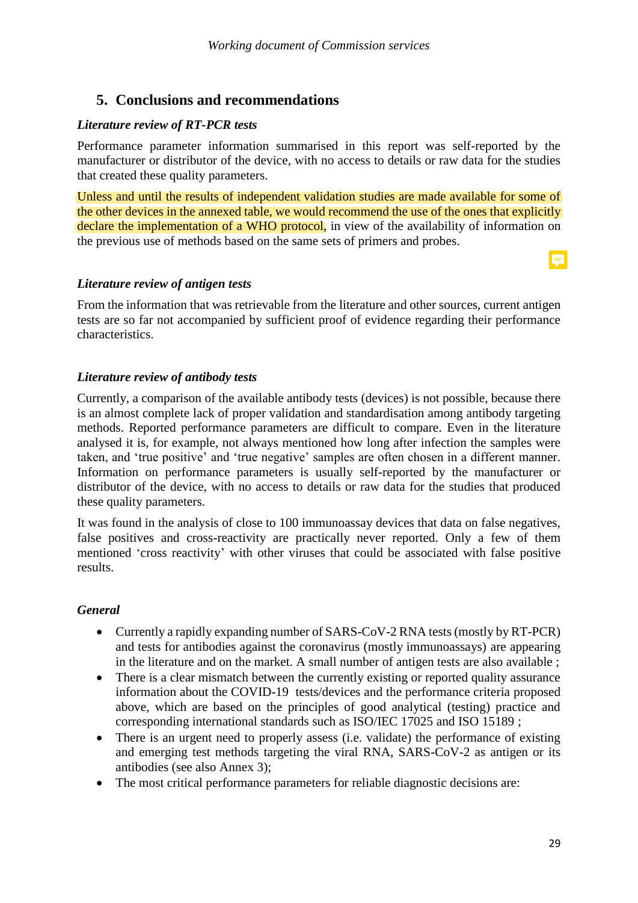## 5. Conclusions and recommendations

### *Literature review of RT-PCR tests*

Performance parameter information summarised in this report was self-reported by the manufacturer or distributor of the device, with no access to details or raw data for the studies that created these quality parameters.

Unless and until the results of independent validation studies are made available for some of the other devices in the annexed table, we would recommend the use of the ones that explicitly declare the implementation of a WHO protocol, in view of the availability of information on the previous use of methods based on the same sets of primers and probes.

### *Literature review of antigen tests*

From the information that was retrievable from the literature and other sources, current antigen tests are so far not accompanied by sufficient proof of evidence regarding their performance characteristics.

### *Literature review of antibody tests*

Currently, a comparison of the available antibody tests (devices) is not possible, because there is an almost complete lack of proper validation and standardisation among antibody targeting methods. Reported performance parameters are difficult to compare. Even in the literature analysed it is, for example, not always mentioned how long after infection the samples were taken, and 'true positive' and 'true negative' samples are often chosen in a different manner. Information on performance parameters is usually self-reported by the manufacturer or distributor of the device, with no access to details or raw data for the studies that produced these quality parameters.

It was found in the analysis of close to 100 immunoassay devices that data on false negatives, false positives and cross-reactivity are practically never reported. Only a few of them mentioned 'cross reactivity' with other viruses that could be associated with false positive results.

### *General*

- Currently a rapidly expanding number of SARS-CoV-2 RNA tests (mostly by RT-PCR) and tests for antibodies against the coronavirus (mostly immunoassays) are appearing in the literature and on the market. A small number of antigen tests are also available ;
- There is a clear mismatch between the currently existing or reported quality assurance information about the COVID-19 tests/devices and the performance criteria proposed above, which are based on the principles of good analytical (testing) practice and corresponding international standards such as ISO/IEC 17025 and ISO 15189 ;
- There is an urgent need to properly assess (i.e. validate) the performance of existing and emerging test methods targeting the viral RNA, SARS-CoV-2 as antigen or its antibodies (see also Annex 3);
- The most critical performance parameters for reliable diagnostic decisions are: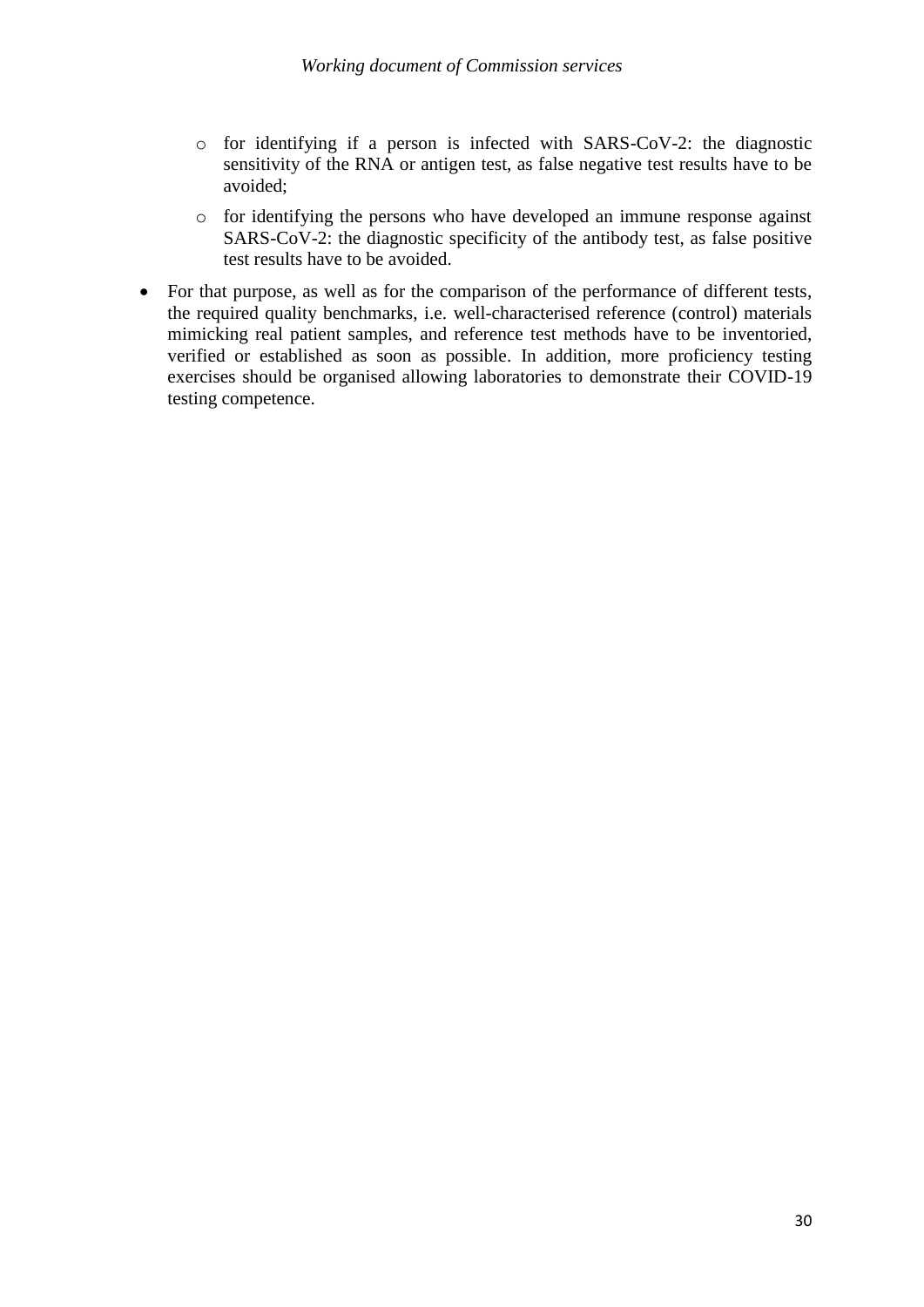- for identifying if a person is infected with SARS-CoV-2: the diagnostic sensitivity of the RNA or antigen test, as false negative test results have to be avoided;
  - for identifying the persons who have developed an immune response against SARS-CoV-2: the diagnostic specificity of the antibody test, as false positive test results have to be avoided.
- For that purpose, as well as for the comparison of the performance of different tests, the required quality benchmarks, i.e. well-characterised reference (control) materials mimicking real patient samples, and reference test methods have to be inventoried, verified or established as soon as possible. In addition, more proficiency testing exercises should be organised allowing laboratories to demonstrate their COVID-19 testing competence.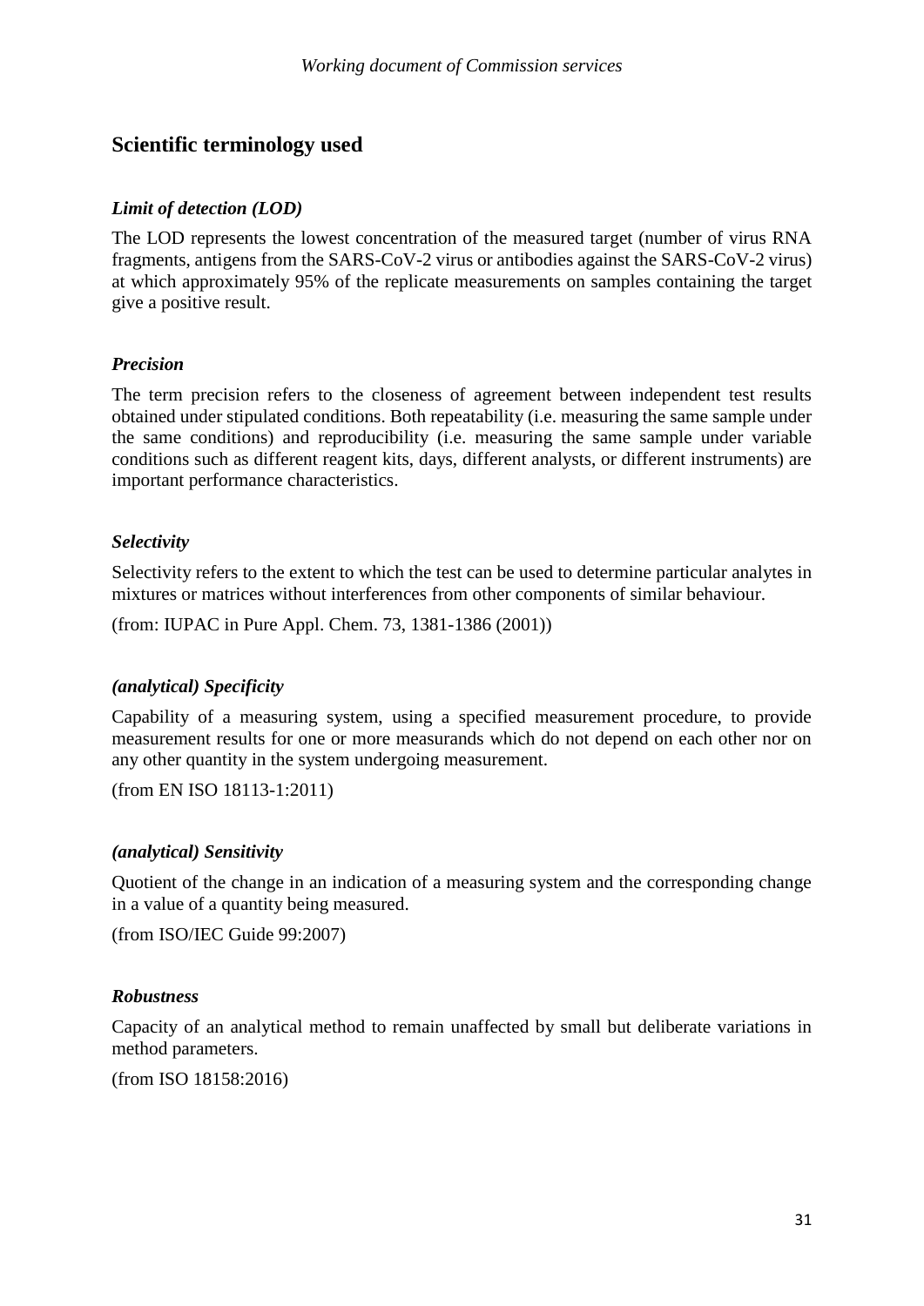## Scientific terminology used

### *Limit of detection (LOD)*

The LOD represents the lowest concentration of the measured target (number of virus RNA fragments, antigens from the SARS-CoV-2 virus or antibodies against the SARS-CoV-2 virus) at which approximately 95% of the replicate measurements on samples containing the target give a positive result.

### *Precision*

The term precision refers to the closeness of agreement between independent test results obtained under stipulated conditions. Both repeatability (i.e. measuring the same sample under the same conditions) and reproducibility (i.e. measuring the same sample under variable conditions such as different reagent kits, days, different analysts, or different instruments) are important performance characteristics.

### *Selectivity*

Selectivity refers to the extent to which the test can be used to determine particular analytes in mixtures or matrices without interferences from other components of similar behaviour.

(from: IUPAC in Pure Appl. Chem. 73, 1381-1386 (2001))

### *(analytical) Specificity*

Capability of a measuring system, using a specified measurement procedure, to provide measurement results for one or more measurands which do not depend on each other nor on any other quantity in the system undergoing measurement.

(from EN ISO 18113-1:2011)

### *(analytical) Sensitivity*

Quotient of the change in an indication of a measuring system and the corresponding change in a value of a quantity being measured.

(from ISO/IEC Guide 99:2007)

### *Robustness*

Capacity of an analytical method to remain unaffected by small but deliberate variations in method parameters.

(from ISO 18158:2016)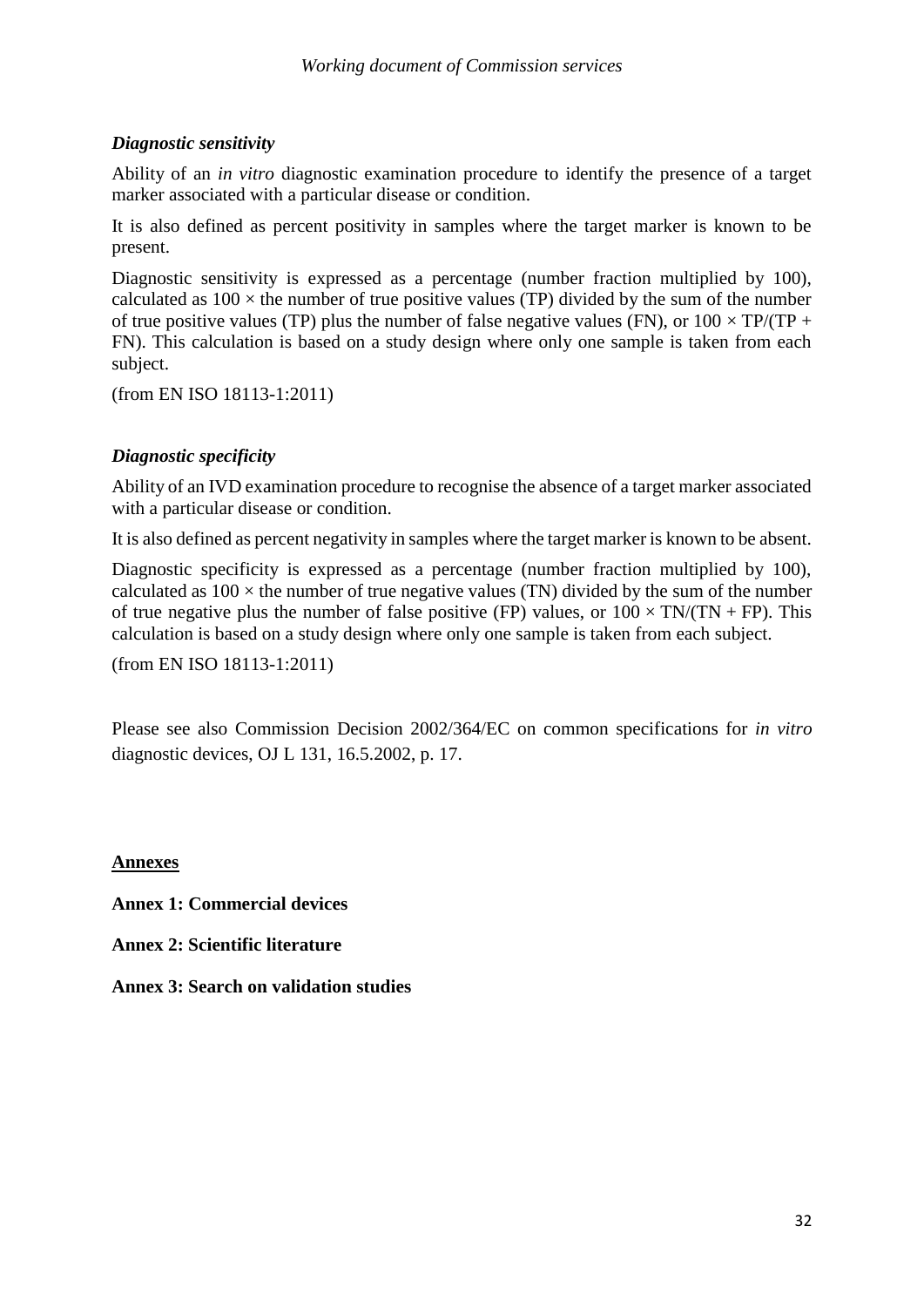### *Diagnostic sensitivity*

Ability of an *in vitro* diagnostic examination procedure to identify the presence of a target marker associated with a particular disease or condition.

It is also defined as percent positivity in samples where the target marker is known to be present.

Diagnostic sensitivity is expressed as a percentage (number fraction multiplied by 100), calculated as $100 \times$ the number of true positive values (TP) divided by the sum of the number of true positive values (TP) plus the number of false negative values (FN), or $100 \times TP/(TP + FN)$. This calculation is based on a study design where only one sample is taken from each subject.

(from EN ISO 18113-1:2011)

### *Diagnostic specificity*

Ability of an IVD examination procedure to recognise the absence of a target marker associated with a particular disease or condition.

It is also defined as percent negativity in samples where the target marker is known to be absent.

Diagnostic specificity is expressed as a percentage (number fraction multiplied by 100), calculated as $100 \times$ the number of true negative values (TN) divided by the sum of the number of true negative plus the number of false positive (FP) values, or $100 \times TN/(TN + FP)$. This calculation is based on a study design where only one sample is taken from each subject.

(from EN ISO 18113-1:2011)

Please see also Commission Decision 2002/364/EC on common specifications for *in vitro* diagnostic devices, OJ L 131, 16.5.2002, p. 17.

## Annexes

**Annex 1: Commercial devices**

**Annex 2: Scientific literature**

**Annex 3: Search on validation studies**